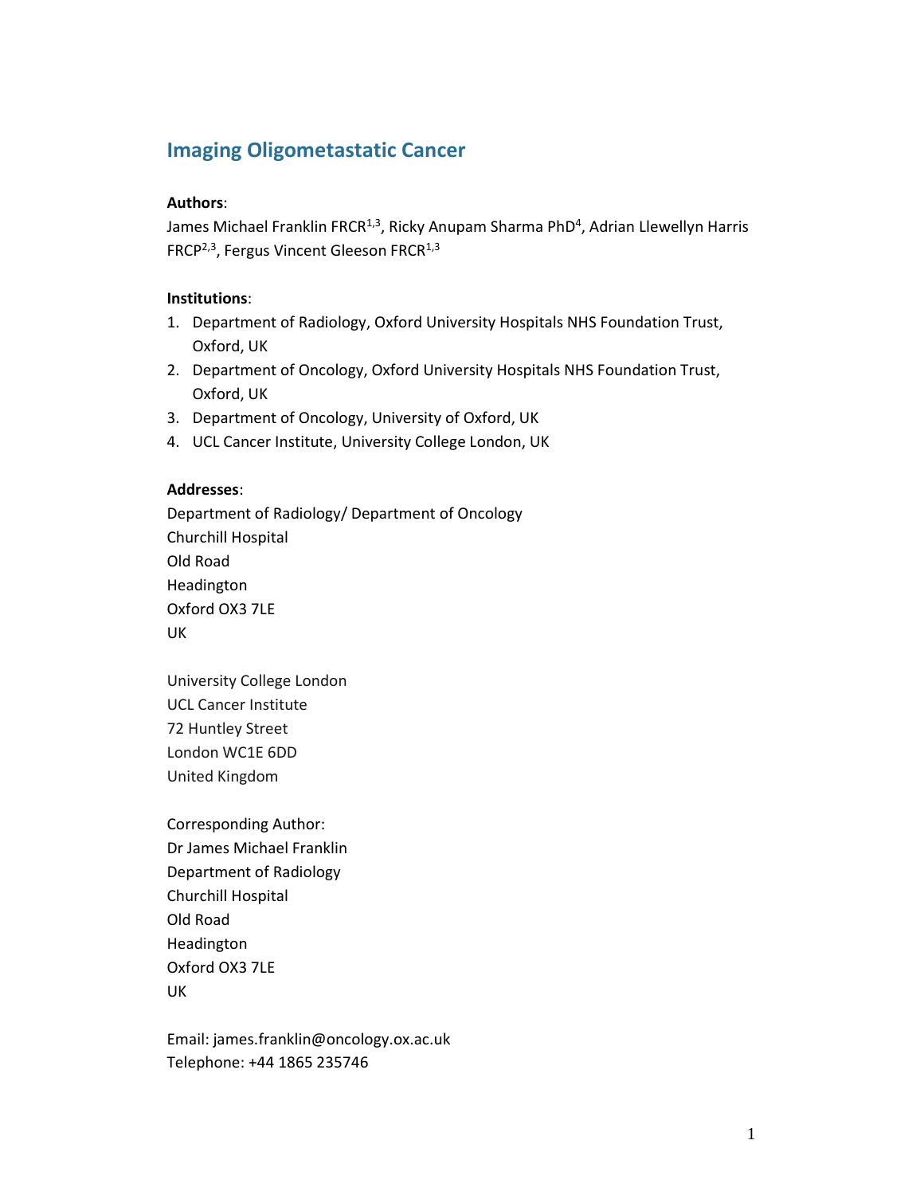# Imaging Oligometastatic Cancer

**Authors**:

James Michael Franklin FRCR[1,3], Ricky Anupam Sharma PhD[4], Adrian Llewellyn Harris FRCP[2,3], Fergus Vincent Gleeson FRCR[1,3]

**Institutions**:

1. Department of Radiology, Oxford University Hospitals NHS Foundation Trust, Oxford, UK
2. Department of Oncology, Oxford University Hospitals NHS Foundation Trust, Oxford, UK
3. Department of Oncology, University of Oxford, UK
4. UCL Cancer Institute, University College London, UK

**Addresses**:

Department of Radiology/ Department of Oncology
Churchill Hospital
Old Road
Headington
Oxford OX3 7LE
UK

University College London
UCL Cancer Institute
72 Huntley Street
London WC1E 6DD
United Kingdom

Corresponding Author:
Dr James Michael Franklin
Department of Radiology
Churchill Hospital
Old Road
Headington
Oxford OX3 7LE
UK

Email: james.franklin@oncology.ox.ac.uk
Telephone: +44 1865 235746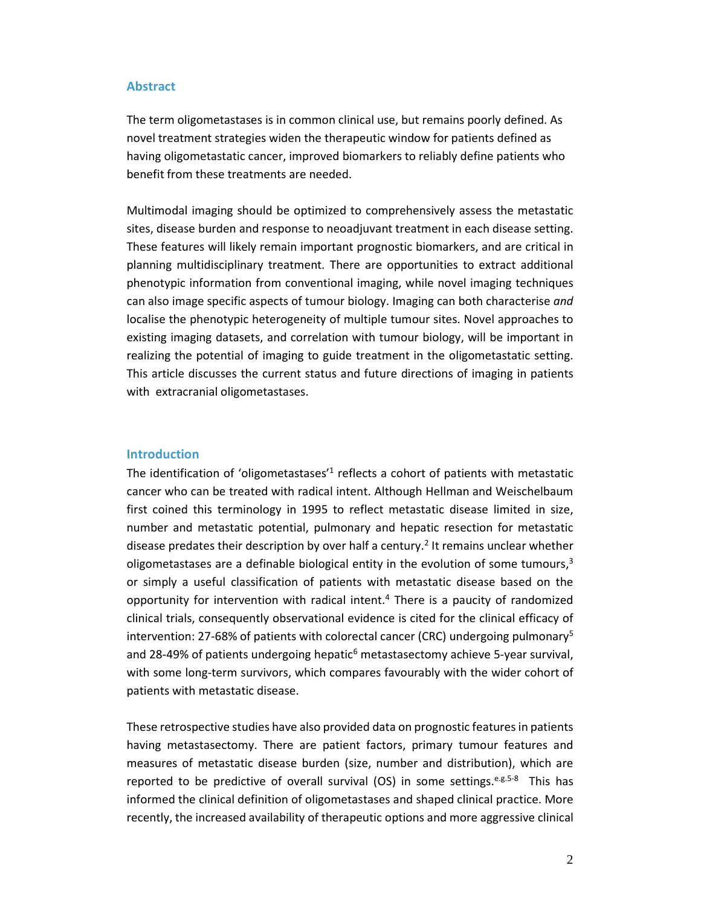## Abstract

The term oligometastases is in common clinical use, but remains poorly defined. As novel treatment strategies widen the therapeutic window for patients defined as having oligometastatic cancer, improved biomarkers to reliably define patients who benefit from these treatments are needed.

Multimodal imaging should be optimized to comprehensively assess the metastatic sites, disease burden and response to neoadjuvant treatment in each disease setting. These features will likely remain important prognostic biomarkers, and are critical in planning multidisciplinary treatment. There are opportunities to extract additional phenotypic information from conventional imaging, while novel imaging techniques can also image specific aspects of tumour biology. Imaging can both characterise *and* localise the phenotypic heterogeneity of multiple tumour sites. Novel approaches to existing imaging datasets, and correlation with tumour biology, will be important in realizing the potential of imaging to guide treatment in the oligometastatic setting. This article discusses the current status and future directions of imaging in patients with extracranial oligometastases.

## Introduction

The identification of 'oligometastases'[1] reflects a cohort of patients with metastatic cancer who can be treated with radical intent. Although Hellman and Weischelbaum first coined this terminology in 1995 to reflect metastatic disease limited in size, number and metastatic potential, pulmonary and hepatic resection for metastatic disease predates their description by over half a century.[2] It remains unclear whether oligometastases are a definable biological entity in the evolution of some tumours,[3] or simply a useful classification of patients with metastatic disease based on the opportunity for intervention with radical intent.[4] There is a paucity of randomized clinical trials, consequently observational evidence is cited for the clinical efficacy of intervention: 27-68% of patients with colorectal cancer (CRC) undergoing pulmonary[5] and 28-49% of patients undergoing hepatic[6] metastasectomy achieve 5-year survival, with some long-term survivors, which compares favourably with the wider cohort of patients with metastatic disease.

These retrospective studies have also provided data on prognostic features in patients having metastasectomy. There are patient factors, primary tumour features and measures of metastatic disease burden (size, number and distribution), which are reported to be predictive of overall survival (OS) in some settings.[e.g.5-8] This has informed the clinical definition of oligometastases and shaped clinical practice. More recently, the increased availability of therapeutic options and more aggressive clinical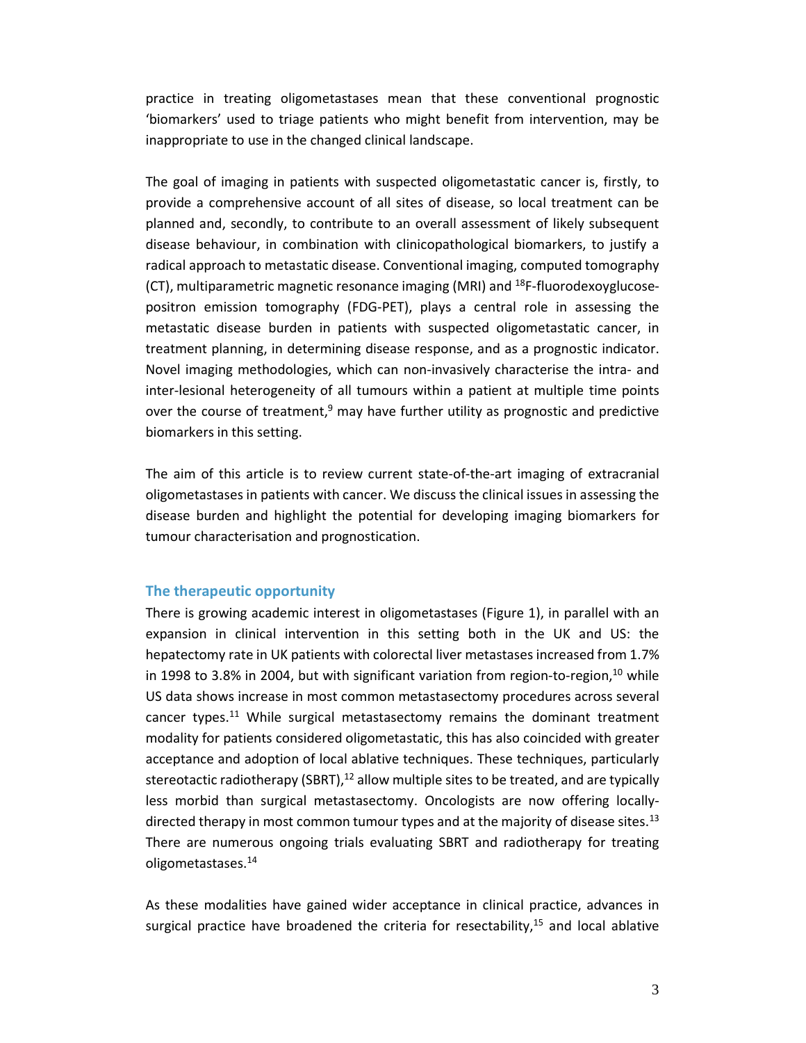practice in treating oligometastases mean that these conventional prognostic 'biomarkers' used to triage patients who might benefit from intervention, may be inappropriate to use in the changed clinical landscape.

The goal of imaging in patients with suspected oligometastatic cancer is, firstly, to provide a comprehensive account of all sites of disease, so local treatment can be planned and, secondly, to contribute to an overall assessment of likely subsequent disease behaviour, in combination with clinicopathological biomarkers, to justify a radical approach to metastatic disease. Conventional imaging, computed tomography (CT), multiparametric magnetic resonance imaging (MRI) and $^{18}$F-fluorodexoyglucose-positron emission tomography (FDG-PET), plays a central role in assessing the metastatic disease burden in patients with suspected oligometastatic cancer, in treatment planning, in determining disease response, and as a prognostic indicator. Novel imaging methodologies, which can non-invasively characterise the intra- and inter-lesional heterogeneity of all tumours within a patient at multiple time points over the course of treatment,[9] may have further utility as prognostic and predictive biomarkers in this setting.

The aim of this article is to review current state-of-the-art imaging of extracranial oligometastases in patients with cancer. We discuss the clinical issues in assessing the disease burden and highlight the potential for developing imaging biomarkers for tumour characterisation and prognostication.

## The therapeutic opportunity

There is growing academic interest in oligometastases (Figure 1), in parallel with an expansion in clinical intervention in this setting both in the UK and US: the hepatectomy rate in UK patients with colorectal liver metastases increased from 1.7% in 1998 to 3.8% in 2004, but with significant variation from region-to-region,[10] while US data shows increase in most common metastasectomy procedures across several cancer types.[11] While surgical metastasectomy remains the dominant treatment modality for patients considered oligometastatic, this has also coincided with greater acceptance and adoption of local ablative techniques. These techniques, particularly stereotactic radiotherapy (SBRT),[12] allow multiple sites to be treated, and are typically less morbid than surgical metastasectomy. Oncologists are now offering locally-directed therapy in most common tumour types and at the majority of disease sites.[13] There are numerous ongoing trials evaluating SBRT and radiotherapy for treating oligometastases.[14]

As these modalities have gained wider acceptance in clinical practice, advances in surgical practice have broadened the criteria for resectability,[15] and local ablative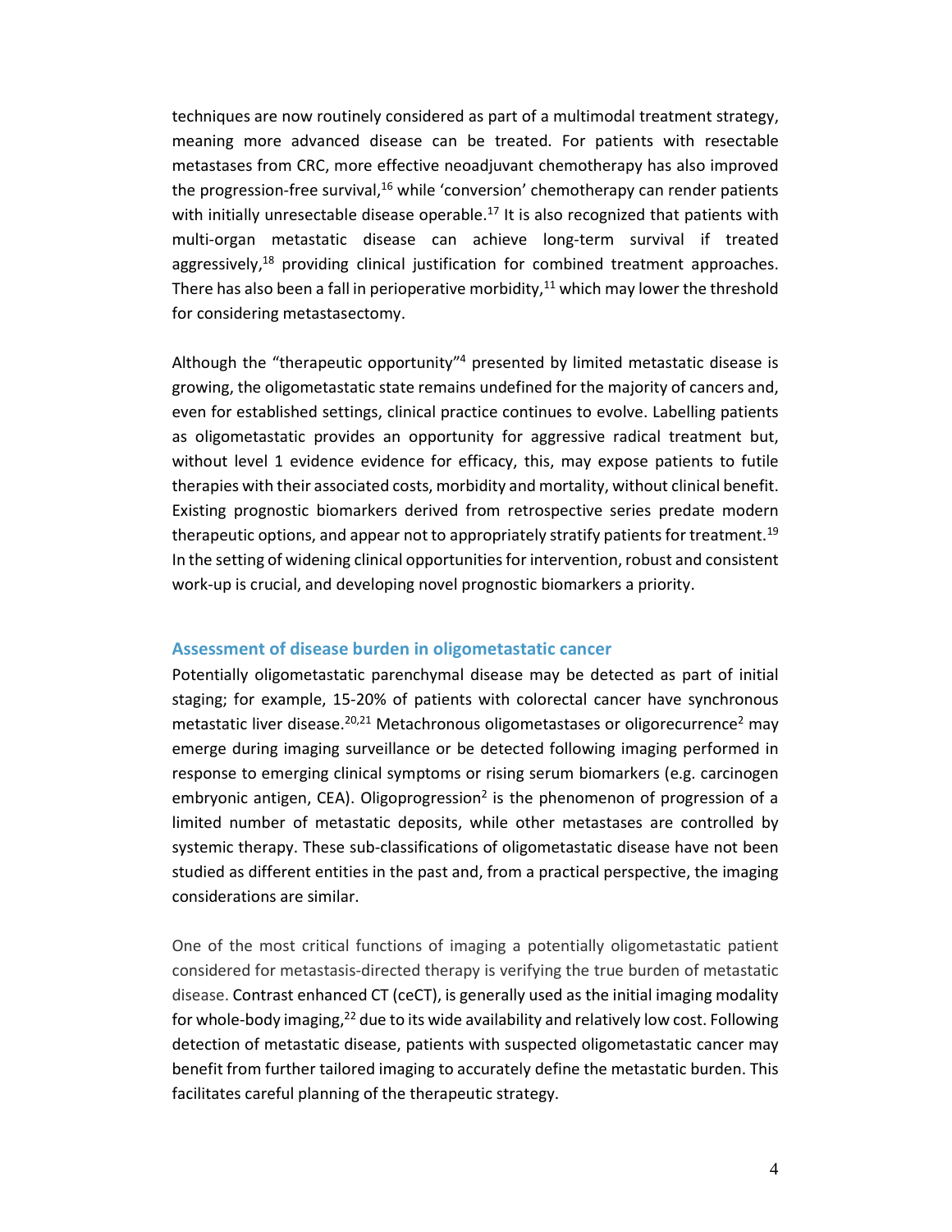techniques are now routinely considered as part of a multimodal treatment strategy, meaning more advanced disease can be treated. For patients with resectable metastases from CRC, more effective neoadjuvant chemotherapy has also improved the progression-free survival,[16] while 'conversion' chemotherapy can render patients with initially unresectable disease operable.[17] It is also recognized that patients with multi-organ metastatic disease can achieve long-term survival if treated aggressively,[18] providing clinical justification for combined treatment approaches. There has also been a fall in perioperative morbidity,[11] which may lower the threshold for considering metastasectomy.

Although the "therapeutic opportunity"[4] presented by limited metastatic disease is growing, the oligometastatic state remains undefined for the majority of cancers and, even for established settings, clinical practice continues to evolve. Labelling patients as oligometastatic provides an opportunity for aggressive radical treatment but, without level 1 evidence evidence for efficacy, this, may expose patients to futile therapies with their associated costs, morbidity and mortality, without clinical benefit. Existing prognostic biomarkers derived from retrospective series predate modern therapeutic options, and appear not to appropriately stratify patients for treatment.[19] In the setting of widening clinical opportunities for intervention, robust and consistent work-up is crucial, and developing novel prognostic biomarkers a priority.

## Assessment of disease burden in oligometastatic cancer

Potentially oligometastatic parenchymal disease may be detected as part of initial staging; for example, 15-20% of patients with colorectal cancer have synchronous metastatic liver disease.[20,21] Metachronous oligometastases or oligorecurrence[2] may emerge during imaging surveillance or be detected following imaging performed in response to emerging clinical symptoms or rising serum biomarkers (e.g. carcinogen embryonic antigen, CEA). Oligoprogression[2] is the phenomenon of progression of a limited number of metastatic deposits, while other metastases are controlled by systemic therapy. These sub-classifications of oligometastatic disease have not been studied as different entities in the past and, from a practical perspective, the imaging considerations are similar.

One of the most critical functions of imaging a potentially oligometastatic patient considered for metastasis-directed therapy is verifying the true burden of metastatic disease. Contrast enhanced CT (ceCT), is generally used as the initial imaging modality for whole-body imaging,[22] due to its wide availability and relatively low cost. Following detection of metastatic disease, patients with suspected oligometastatic cancer may benefit from further tailored imaging to accurately define the metastatic burden. This facilitates careful planning of the therapeutic strategy.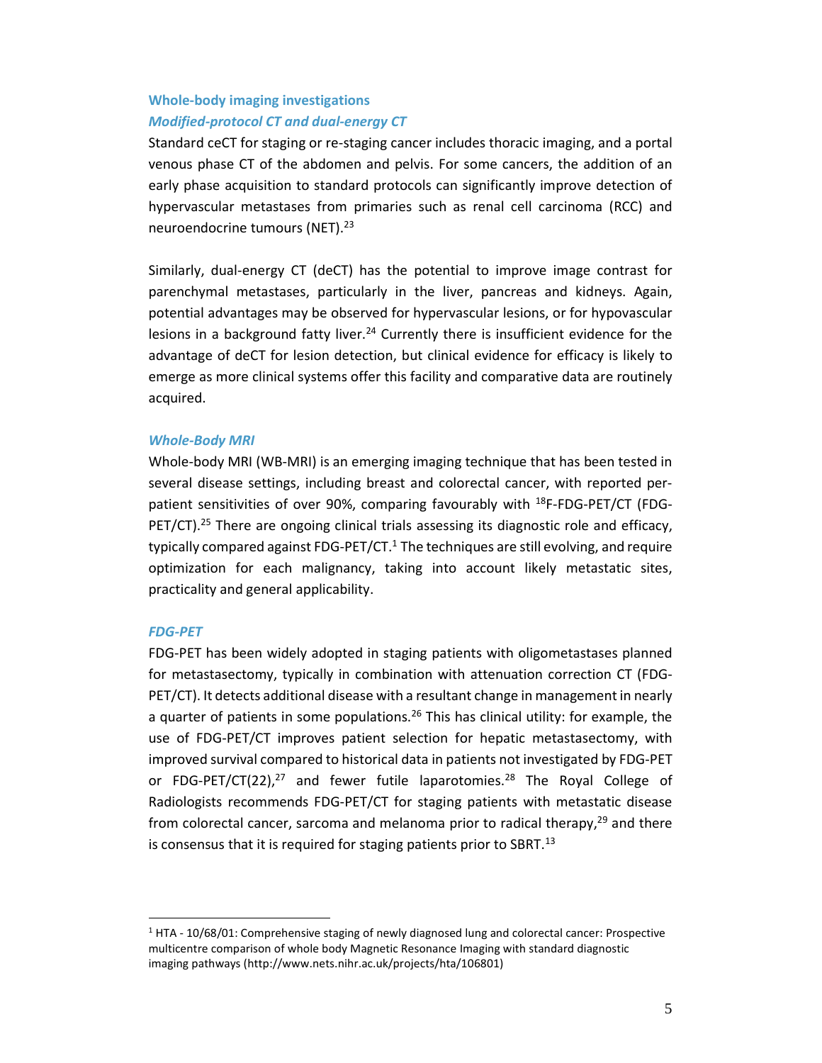## Whole-body imaging investigations

### *Modified-protocol CT and dual-energy CT*

Standard ceCT for staging or re-staging cancer includes thoracic imaging, and a portal venous phase CT of the abdomen and pelvis. For some cancers, the addition of an early phase acquisition to standard protocols can significantly improve detection of hypervascular metastases from primaries such as renal cell carcinoma (RCC) and neuroendocrine tumours (NET).[23]

Similarly, dual-energy CT (deCT) has the potential to improve image contrast for parenchymal metastases, particularly in the liver, pancreas and kidneys. Again, potential advantages may be observed for hypervascular lesions, or for hypovascular lesions in a background fatty liver.[24] Currently there is insufficient evidence for the advantage of deCT for lesion detection, but clinical evidence for efficacy is likely to emerge as more clinical systems offer this facility and comparative data are routinely acquired.

### *Whole-Body MRI*

Whole-body MRI (WB-MRI) is an emerging imaging technique that has been tested in several disease settings, including breast and colorectal cancer, with reported per-patient sensitivities of over 90%, comparing favourably with $^{18}$F-FDG-PET/CT (FDG-PET/CT).[25] There are ongoing clinical trials assessing its diagnostic role and efficacy, typically compared against FDG-PET/CT.[1] The techniques are still evolving, and require optimization for each malignancy, taking into account likely metastatic sites, practicality and general applicability.

### *FDG-PET*

FDG-PET has been widely adopted in staging patients with oligometastases planned for metastasectomy, typically in combination with attenuation correction CT (FDG-PET/CT). It detects additional disease with a resultant change in management in nearly a quarter of patients in some populations.[26] This has clinical utility: for example, the use of FDG-PET/CT improves patient selection for hepatic metastasectomy, with improved survival compared to historical data in patients not investigated by FDG-PET or FDG-PET/CT(22),[27] and fewer futile laparotomies.[28] The Royal College of Radiologists recommends FDG-PET/CT for staging patients with metastatic disease from colorectal cancer, sarcoma and melanoma prior to radical therapy,[29] and there is consensus that it is required for staging patients prior to SBRT.[13]

---

[1] HTA - 10/68/01: Comprehensive staging of newly diagnosed lung and colorectal cancer: Prospective multicentre comparison of whole body Magnetic Resonance Imaging with standard diagnostic imaging pathways (http://www.nets.nihr.ac.uk/projects/hta/106801)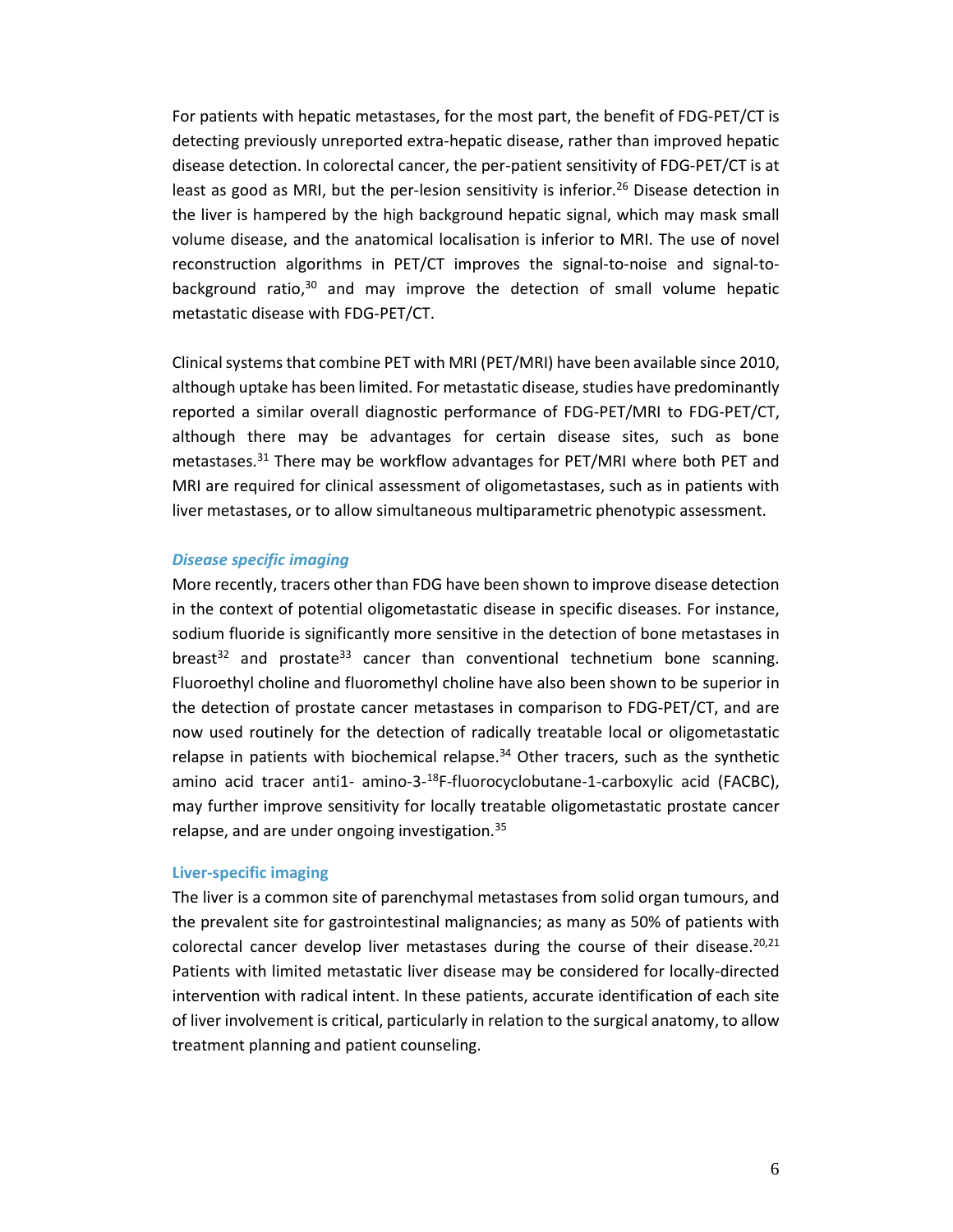For patients with hepatic metastases, for the most part, the benefit of FDG-PET/CT is detecting previously unreported extra-hepatic disease, rather than improved hepatic disease detection. In colorectal cancer, the per-patient sensitivity of FDG-PET/CT is at least as good as MRI, but the per-lesion sensitivity is inferior.[26] Disease detection in the liver is hampered by the high background hepatic signal, which may mask small volume disease, and the anatomical localisation is inferior to MRI. The use of novel reconstruction algorithms in PET/CT improves the signal-to-noise and signal-to-background ratio,[30] and may improve the detection of small volume hepatic metastatic disease with FDG-PET/CT.

Clinical systems that combine PET with MRI (PET/MRI) have been available since 2010, although uptake has been limited. For metastatic disease, studies have predominantly reported a similar overall diagnostic performance of FDG-PET/MRI to FDG-PET/CT, although there may be advantages for certain disease sites, such as bone metastases.[31] There may be workflow advantages for PET/MRI where both PET and MRI are required for clinical assessment of oligometastases, such as in patients with liver metastases, or to allow simultaneous multiparametric phenotypic assessment.

### *Disease specific imaging*

More recently, tracers other than FDG have been shown to improve disease detection in the context of potential oligometastatic disease in specific diseases. For instance, sodium fluoride is significantly more sensitive in the detection of bone metastases in breast[32] and prostate[33] cancer than conventional technetium bone scanning. Fluoroethyl choline and fluoromethyl choline have also been shown to be superior in the detection of prostate cancer metastases in comparison to FDG-PET/CT, and are now used routinely for the detection of radically treatable local or oligometastatic relapse in patients with biochemical relapse.[34] Other tracers, such as the synthetic amino acid tracer anti1- amino-3-$^{18}$F-fluorocyclobutane-1-carboxylic acid (FACBC), may further improve sensitivity for locally treatable oligometastatic prostate cancer relapse, and are under ongoing investigation.[35]

### Liver-specific imaging

The liver is a common site of parenchymal metastases from solid organ tumours, and the prevalent site for gastrointestinal malignancies; as many as 50% of patients with colorectal cancer develop liver metastases during the course of their disease.[20,21] Patients with limited metastatic liver disease may be considered for locally-directed intervention with radical intent. In these patients, accurate identification of each site of liver involvement is critical, particularly in relation to the surgical anatomy, to allow treatment planning and patient counseling.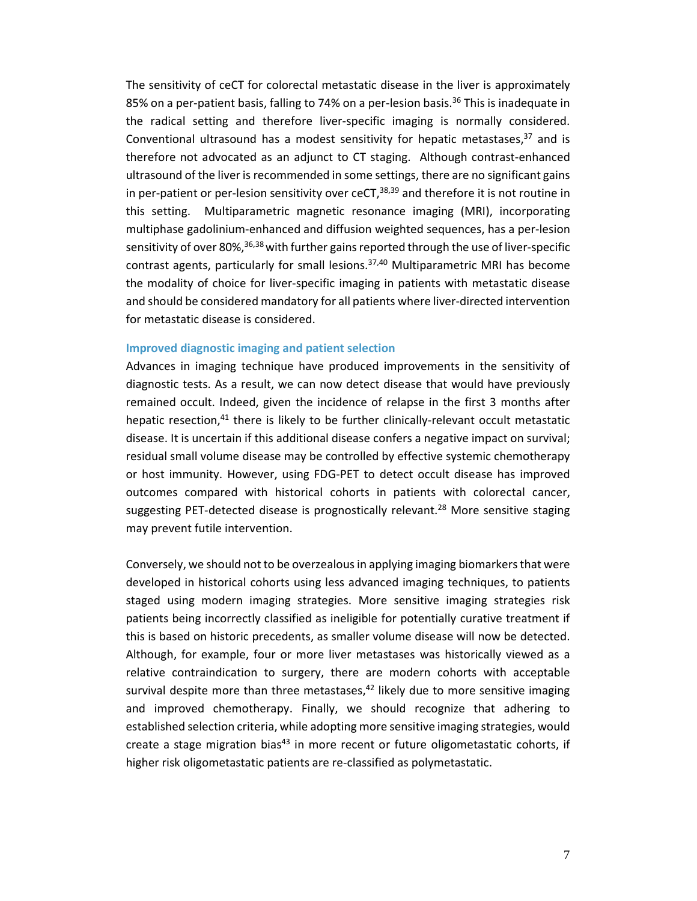The sensitivity of ceCT for colorectal metastatic disease in the liver is approximately 85% on a per-patient basis, falling to 74% on a per-lesion basis.[36] This is inadequate in the radical setting and therefore liver-specific imaging is normally considered. Conventional ultrasound has a modest sensitivity for hepatic metastases,[37] and is therefore not advocated as an adjunct to CT staging. Although contrast-enhanced ultrasound of the liver is recommended in some settings, there are no significant gains in per-patient or per-lesion sensitivity over ceCT,[38,39] and therefore it is not routine in this setting. Multiparametric magnetic resonance imaging (MRI), incorporating multiphase gadolinium-enhanced and diffusion weighted sequences, has a per-lesion sensitivity of over 80%,[36,38] with further gains reported through the use of liver-specific contrast agents, particularly for small lesions.[37,40] Multiparametric MRI has become the modality of choice for liver-specific imaging in patients with metastatic disease and should be considered mandatory for all patients where liver-directed intervention for metastatic disease is considered.

### Improved diagnostic imaging and patient selection

Advances in imaging technique have produced improvements in the sensitivity of diagnostic tests. As a result, we can now detect disease that would have previously remained occult. Indeed, given the incidence of relapse in the first 3 months after hepatic resection,[41] there is likely to be further clinically-relevant occult metastatic disease. It is uncertain if this additional disease confers a negative impact on survival; residual small volume disease may be controlled by effective systemic chemotherapy or host immunity. However, using FDG-PET to detect occult disease has improved outcomes compared with historical cohorts in patients with colorectal cancer, suggesting PET-detected disease is prognostically relevant.[28] More sensitive staging may prevent futile intervention.

Conversely, we should not to be overzealous in applying imaging biomarkers that were developed in historical cohorts using less advanced imaging techniques, to patients staged using modern imaging strategies. More sensitive imaging strategies risk patients being incorrectly classified as ineligible for potentially curative treatment if this is based on historic precedents, as smaller volume disease will now be detected. Although, for example, four or more liver metastases was historically viewed as a relative contraindication to surgery, there are modern cohorts with acceptable survival despite more than three metastases,[42] likely due to more sensitive imaging and improved chemotherapy. Finally, we should recognize that adhering to established selection criteria, while adopting more sensitive imaging strategies, would create a stage migration bias[43] in more recent or future oligometastatic cohorts, if higher risk oligometastatic patients are re-classified as polymetastatic.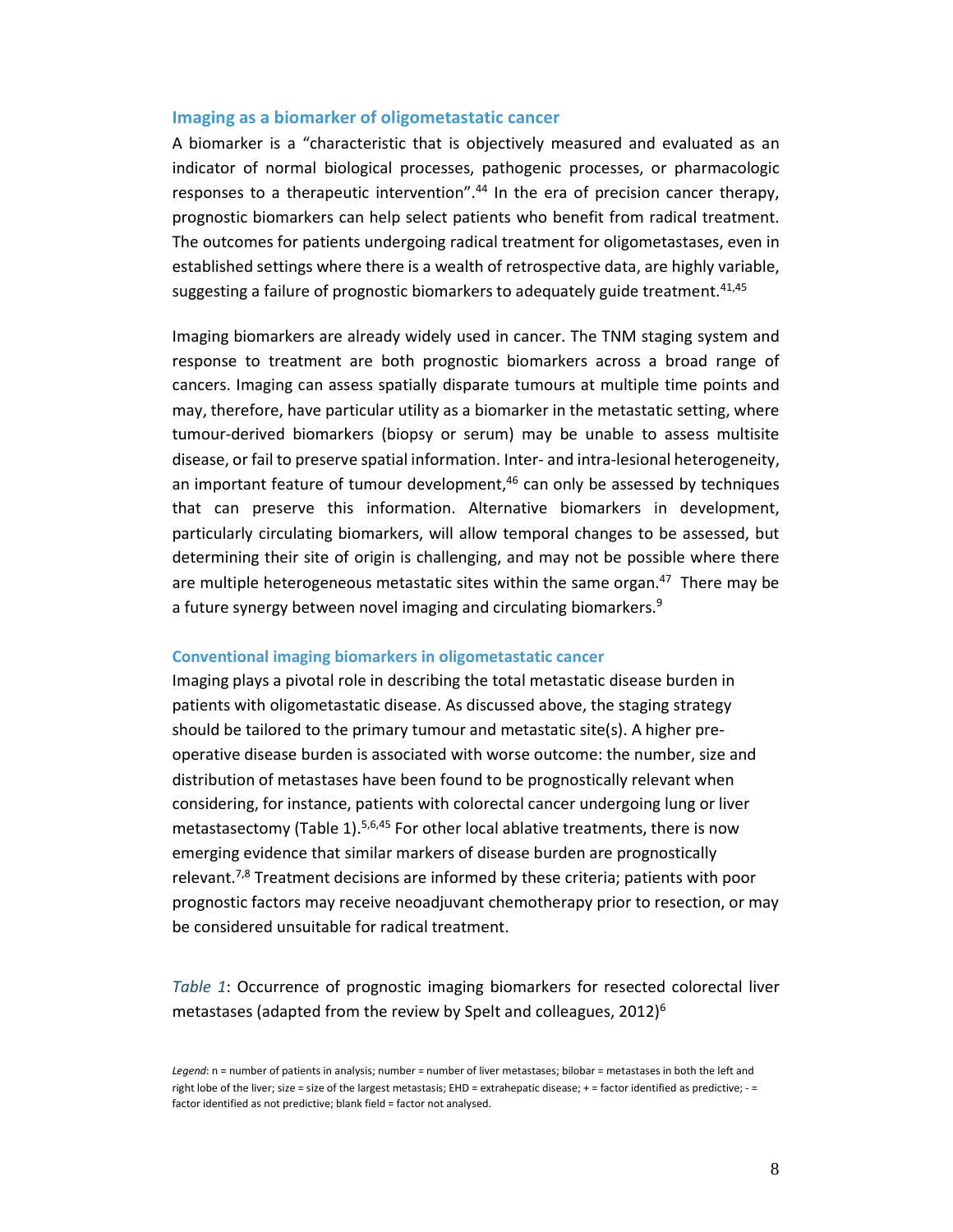## Imaging as a biomarker of oligometastatic cancer

A biomarker is a "characteristic that is objectively measured and evaluated as an indicator of normal biological processes, pathogenic processes, or pharmacologic responses to a therapeutic intervention".[44] In the era of precision cancer therapy, prognostic biomarkers can help select patients who benefit from radical treatment. The outcomes for patients undergoing radical treatment for oligometastases, even in established settings where there is a wealth of retrospective data, are highly variable, suggesting a failure of prognostic biomarkers to adequately guide treatment.[41,45]

Imaging biomarkers are already widely used in cancer. The TNM staging system and response to treatment are both prognostic biomarkers across a broad range of cancers. Imaging can assess spatially disparate tumours at multiple time points and may, therefore, have particular utility as a biomarker in the metastatic setting, where tumour-derived biomarkers (biopsy or serum) may be unable to assess multisite disease, or fail to preserve spatial information. Inter- and intra-lesional heterogeneity, an important feature of tumour development,[46] can only be assessed by techniques that can preserve this information. Alternative biomarkers in development, particularly circulating biomarkers, will allow temporal changes to be assessed, but determining their site of origin is challenging, and may not be possible where there are multiple heterogeneous metastatic sites within the same organ.[47] There may be a future synergy between novel imaging and circulating biomarkers.[9]

## Conventional imaging biomarkers in oligometastatic cancer

Imaging plays a pivotal role in describing the total metastatic disease burden in patients with oligometastatic disease. As discussed above, the staging strategy should be tailored to the primary tumour and metastatic site(s). A higher pre-operative disease burden is associated with worse outcome: the number, size and distribution of metastases have been found to be prognostically relevant when considering, for instance, patients with colorectal cancer undergoing lung or liver metastasectomy (Table 1).[5,6,45] For other local ablative treatments, there is now emerging evidence that similar markers of disease burden are prognostically relevant.[7,8] Treatment decisions are informed by these criteria; patients with poor prognostic factors may receive neoadjuvant chemotherapy prior to resection, or may be considered unsuitable for radical treatment.

*Table 1*: Occurrence of prognostic imaging biomarkers for resected colorectal liver metastases (adapted from the review by Spelt and colleagues, 2012)[6]

*Legend*: n = number of patients in analysis; number = number of liver metastases; bilobar = metastases in both the left and right lobe of the liver; size = size of the largest metastasis; EHD = extrahepatic disease; + = factor identified as predictive; - = factor identified as not predictive; blank field = factor not analysed.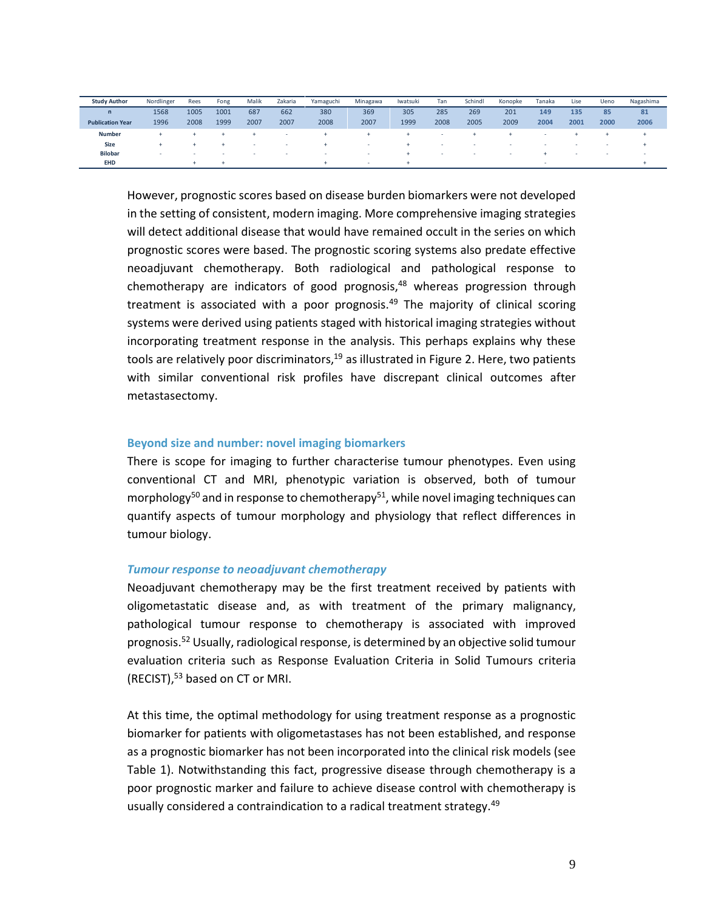| Study Author | Nordlinger | Rees | Fong | Malik | Zakaria | Yamaguchi | Minagawa | Iwatsuki | Tan | Schindl | Konopke | Tanaka | Lise | Ueno | Nagashima |
|---|---|---|---|---|---|---|---|---|---|---|---|---|---|---|---|
| **n** | 1568 | 1005 | 1001 | 687 | 662 | 380 | 369 | 305 | 285 | 269 | 201 | **149** | **135** | **85** | **81** |
| **Publication Year** | 1996 | 2008 | 1999 | 2007 | 2007 | 2008 | 2007 | 1999 | 2008 | 2005 | 2009 | **2004** | **2001** | **2000** | **2006** |
| **Number** | + | + | + | + | - | + | + | + | - | + | + | - | + | + | + |
| **Size** | + | + | + | - | - | + | - | + | - | - | - | - | - | - | + |
| **Bilobar** | - | - | - | - | - | - | - | + | - | - | - | + | - | - | - |
| **EHD** | | + | + | | | + | - | + | | | | - | | | + |

However, prognostic scores based on disease burden biomarkers were not developed in the setting of consistent, modern imaging. More comprehensive imaging strategies will detect additional disease that would have remained occult in the series on which prognostic scores were based. The prognostic scoring systems also predate effective neoadjuvant chemotherapy. Both radiological and pathological response to chemotherapy are indicators of good prognosis,[48] whereas progression through treatment is associated with a poor prognosis.[49] The majority of clinical scoring systems were derived using patients staged with historical imaging strategies without incorporating treatment response in the analysis. This perhaps explains why these tools are relatively poor discriminators,[19] as illustrated in Figure 2. Here, two patients with similar conventional risk profiles have discrepant clinical outcomes after metastasectomy.

## Beyond size and number: novel imaging biomarkers

There is scope for imaging to further characterise tumour phenotypes. Even using conventional CT and MRI, phenotypic variation is observed, both of tumour morphology[50] and in response to chemotherapy[51], while novel imaging techniques can quantify aspects of tumour morphology and physiology that reflect differences in tumour biology.

### *Tumour response to neoadjuvant chemotherapy*

Neoadjuvant chemotherapy may be the first treatment received by patients with oligometastatic disease and, as with treatment of the primary malignancy, pathological tumour response to chemotherapy is associated with improved prognosis.[52] Usually, radiological response, is determined by an objective solid tumour evaluation criteria such as Response Evaluation Criteria in Solid Tumours criteria (RECIST),[53] based on CT or MRI.

At this time, the optimal methodology for using treatment response as a prognostic biomarker for patients with oligometastases has not been established, and response as a prognostic biomarker has not been incorporated into the clinical risk models (see Table 1). Notwithstanding this fact, progressive disease through chemotherapy is a poor prognostic marker and failure to achieve disease control with chemotherapy is usually considered a contraindication to a radical treatment strategy.[49]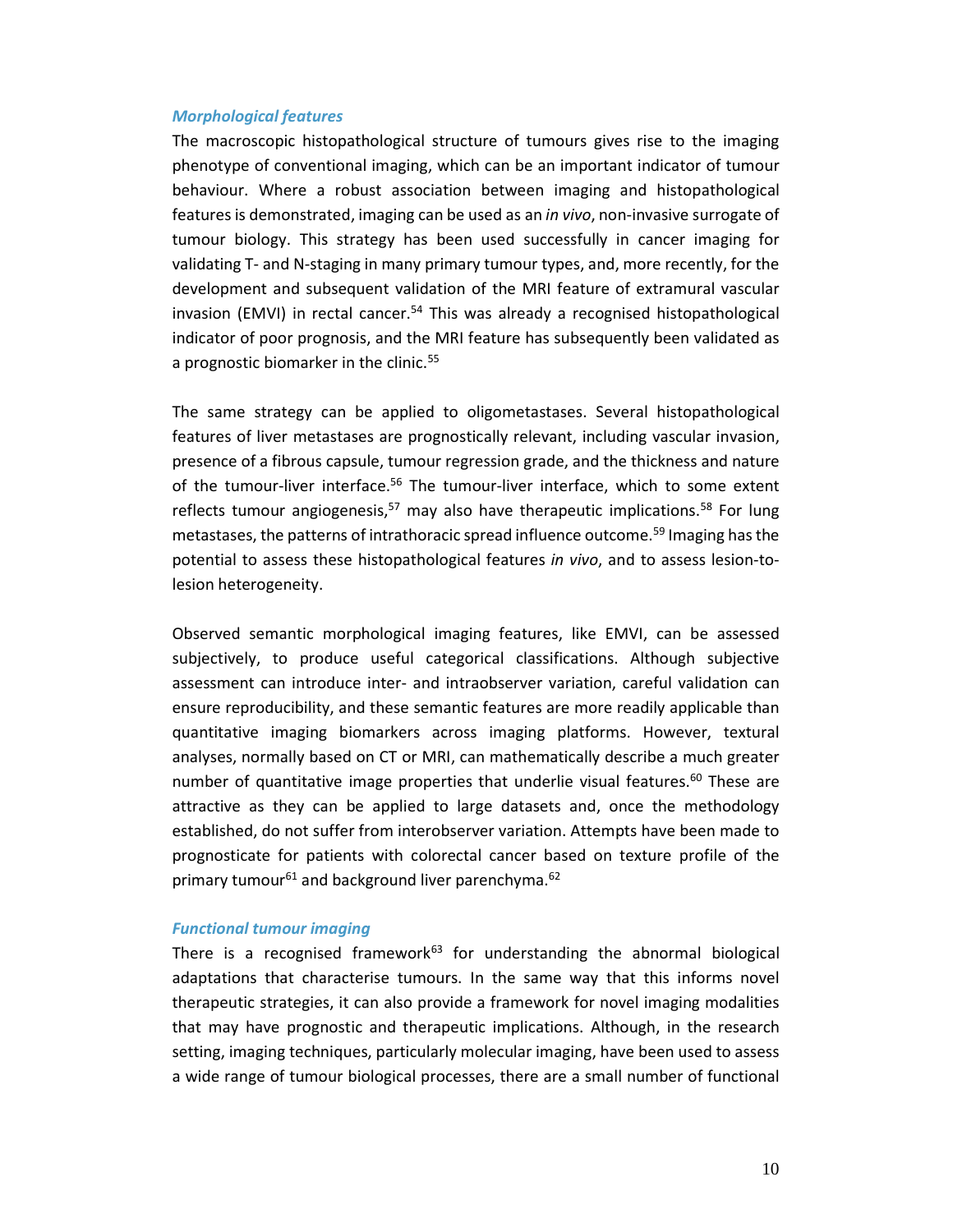### *Morphological features*

The macroscopic histopathological structure of tumours gives rise to the imaging phenotype of conventional imaging, which can be an important indicator of tumour behaviour. Where a robust association between imaging and histopathological features is demonstrated, imaging can be used as an *in vivo*, non-invasive surrogate of tumour biology. This strategy has been used successfully in cancer imaging for validating T- and N-staging in many primary tumour types, and, more recently, for the development and subsequent validation of the MRI feature of extramural vascular invasion (EMVI) in rectal cancer.[54] This was already a recognised histopathological indicator of poor prognosis, and the MRI feature has subsequently been validated as a prognostic biomarker in the clinic.[55]

The same strategy can be applied to oligometastases. Several histopathological features of liver metastases are prognostically relevant, including vascular invasion, presence of a fibrous capsule, tumour regression grade, and the thickness and nature of the tumour-liver interface.[56] The tumour-liver interface, which to some extent reflects tumour angiogenesis,[57] may also have therapeutic implications.[58] For lung metastases, the patterns of intrathoracic spread influence outcome.[59] Imaging has the potential to assess these histopathological features *in vivo*, and to assess lesion-to-lesion heterogeneity.

Observed semantic morphological imaging features, like EMVI, can be assessed subjectively, to produce useful categorical classifications. Although subjective assessment can introduce inter- and intraobserver variation, careful validation can ensure reproducibility, and these semantic features are more readily applicable than quantitative imaging biomarkers across imaging platforms. However, textural analyses, normally based on CT or MRI, can mathematically describe a much greater number of quantitative image properties that underlie visual features.[60] These are attractive as they can be applied to large datasets and, once the methodology established, do not suffer from interobserver variation. Attempts have been made to prognosticate for patients with colorectal cancer based on texture profile of the primary tumour[61] and background liver parenchyma.[62]

### *Functional tumour imaging*

There is a recognised framework[63] for understanding the abnormal biological adaptations that characterise tumours. In the same way that this informs novel therapeutic strategies, it can also provide a framework for novel imaging modalities that may have prognostic and therapeutic implications. Although, in the research setting, imaging techniques, particularly molecular imaging, have been used to assess a wide range of tumour biological processes, there are a small number of functional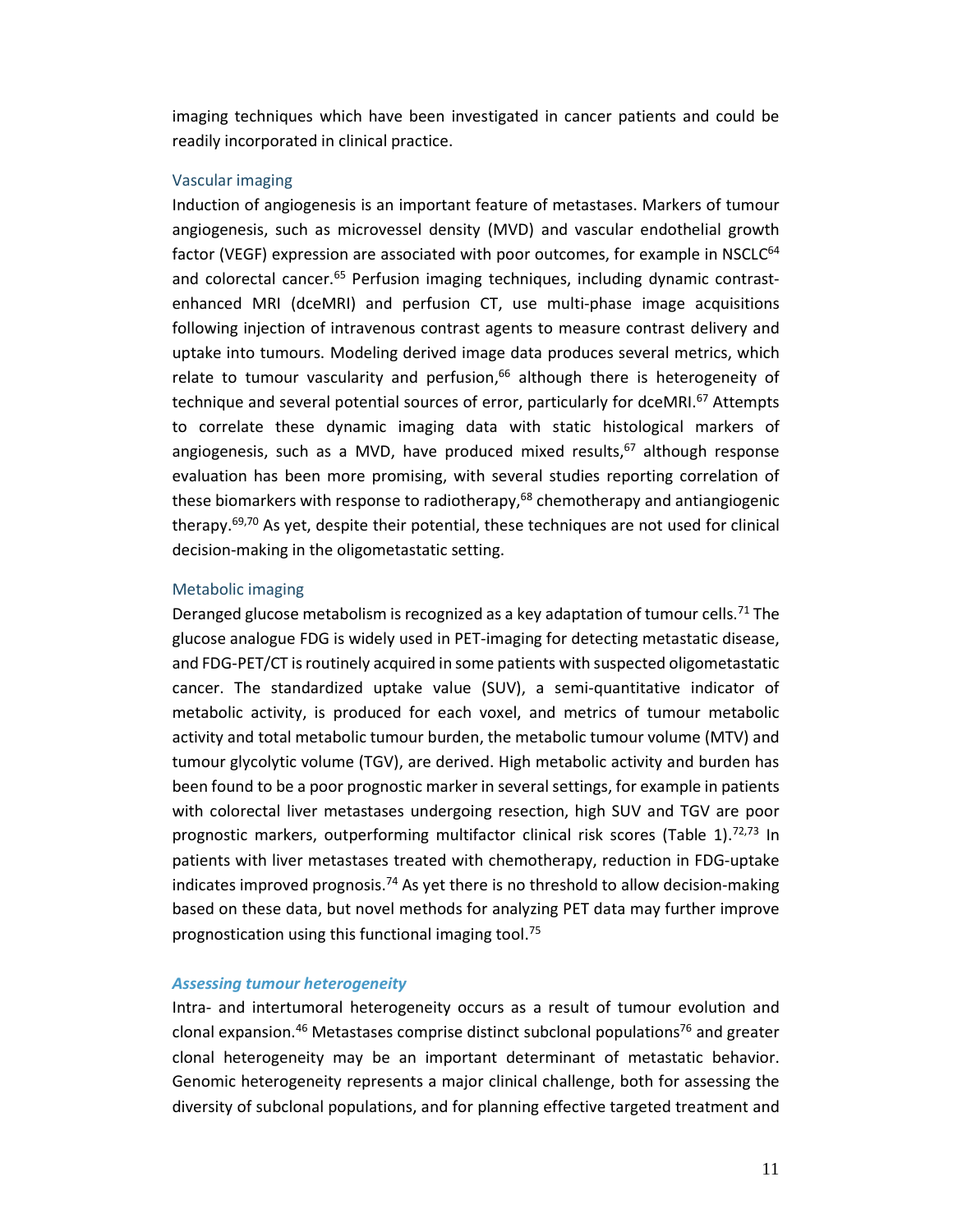imaging techniques which have been investigated in cancer patients and could be readily incorporated in clinical practice.

### Vascular imaging

Induction of angiogenesis is an important feature of metastases. Markers of tumour angiogenesis, such as microvessel density (MVD) and vascular endothelial growth factor (VEGF) expression are associated with poor outcomes, for example in NSCLC[64] and colorectal cancer.[65] Perfusion imaging techniques, including dynamic contrast-enhanced MRI (dceMRI) and perfusion CT, use multi-phase image acquisitions following injection of intravenous contrast agents to measure contrast delivery and uptake into tumours. Modeling derived image data produces several metrics, which relate to tumour vascularity and perfusion,[66] although there is heterogeneity of technique and several potential sources of error, particularly for dceMRI.[67] Attempts to correlate these dynamic imaging data with static histological markers of angiogenesis, such as a MVD, have produced mixed results,[67] although response evaluation has been more promising, with several studies reporting correlation of these biomarkers with response to radiotherapy,[68] chemotherapy and antiangiogenic therapy.[69,70] As yet, despite their potential, these techniques are not used for clinical decision-making in the oligometastatic setting.

### Metabolic imaging

Deranged glucose metabolism is recognized as a key adaptation of tumour cells.[71] The glucose analogue FDG is widely used in PET-imaging for detecting metastatic disease, and FDG-PET/CT is routinely acquired in some patients with suspected oligometastatic cancer. The standardized uptake value (SUV), a semi-quantitative indicator of metabolic activity, is produced for each voxel, and metrics of tumour metabolic activity and total metabolic tumour burden, the metabolic tumour volume (MTV) and tumour glycolytic volume (TGV), are derived. High metabolic activity and burden has been found to be a poor prognostic marker in several settings, for example in patients with colorectal liver metastases undergoing resection, high SUV and TGV are poor prognostic markers, outperforming multifactor clinical risk scores (Table 1).[72,73] In patients with liver metastases treated with chemotherapy, reduction in FDG-uptake indicates improved prognosis.[74] As yet there is no threshold to allow decision-making based on these data, but novel methods for analyzing PET data may further improve prognostication using this functional imaging tool.[75]

### *Assessing tumour heterogeneity*

Intra- and intertumoral heterogeneity occurs as a result of tumour evolution and clonal expansion.[46] Metastases comprise distinct subclonal populations[76] and greater clonal heterogeneity may be an important determinant of metastatic behavior. Genomic heterogeneity represents a major clinical challenge, both for assessing the diversity of subclonal populations, and for planning effective targeted treatment and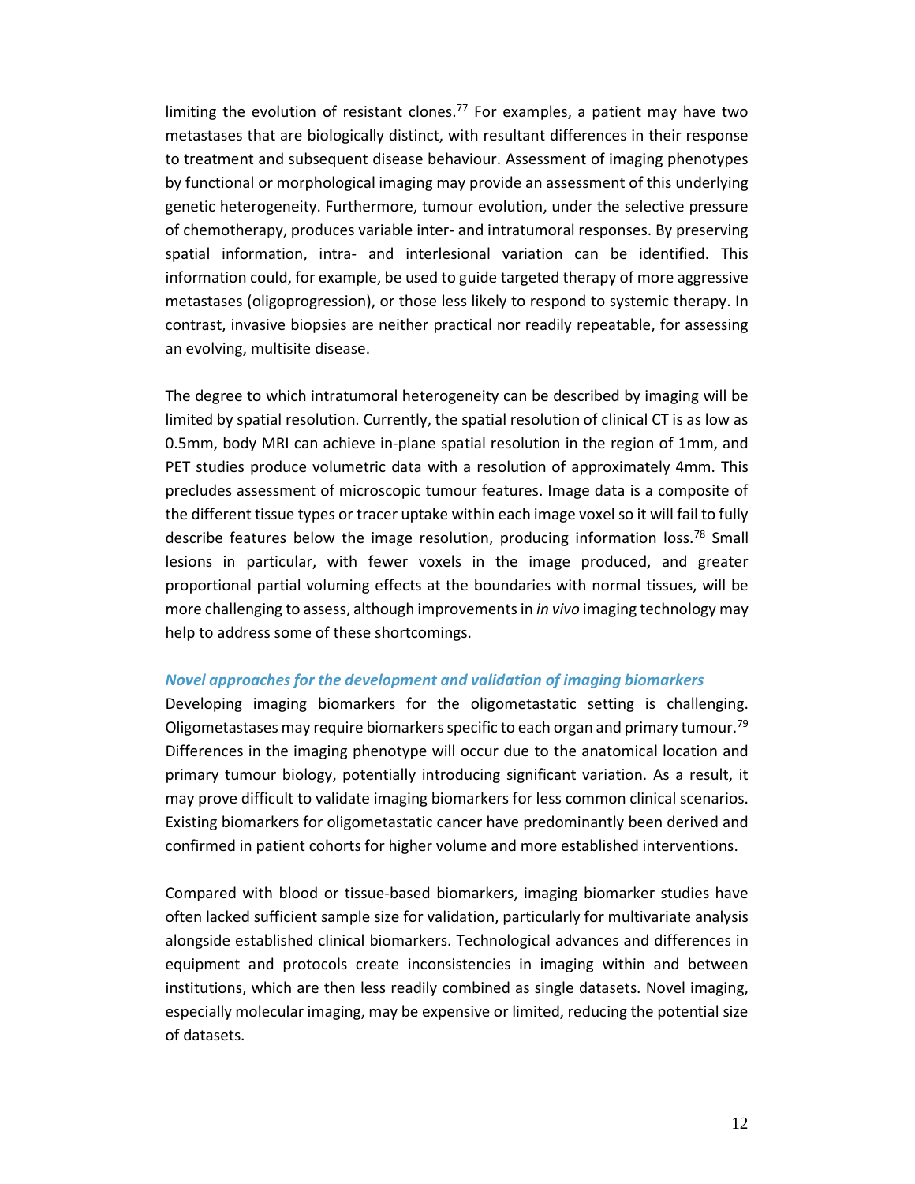limiting the evolution of resistant clones.[77] For examples, a patient may have two metastases that are biologically distinct, with resultant differences in their response to treatment and subsequent disease behaviour. Assessment of imaging phenotypes by functional or morphological imaging may provide an assessment of this underlying genetic heterogeneity. Furthermore, tumour evolution, under the selective pressure of chemotherapy, produces variable inter- and intratumoral responses. By preserving spatial information, intra- and interlesional variation can be identified. This information could, for example, be used to guide targeted therapy of more aggressive metastases (oligoprogression), or those less likely to respond to systemic therapy. In contrast, invasive biopsies are neither practical nor readily repeatable, for assessing an evolving, multisite disease.

The degree to which intratumoral heterogeneity can be described by imaging will be limited by spatial resolution. Currently, the spatial resolution of clinical CT is as low as 0.5mm, body MRI can achieve in-plane spatial resolution in the region of 1mm, and PET studies produce volumetric data with a resolution of approximately 4mm. This precludes assessment of microscopic tumour features. Image data is a composite of the different tissue types or tracer uptake within each image voxel so it will fail to fully describe features below the image resolution, producing information loss.[78] Small lesions in particular, with fewer voxels in the image produced, and greater proportional partial voluming effects at the boundaries with normal tissues, will be more challenging to assess, although improvements in *in vivo* imaging technology may help to address some of these shortcomings.

### *Novel approaches for the development and validation of imaging biomarkers*

Developing imaging biomarkers for the oligometastatic setting is challenging. Oligometastases may require biomarkers specific to each organ and primary tumour.[79] Differences in the imaging phenotype will occur due to the anatomical location and primary tumour biology, potentially introducing significant variation. As a result, it may prove difficult to validate imaging biomarkers for less common clinical scenarios. Existing biomarkers for oligometastatic cancer have predominantly been derived and confirmed in patient cohorts for higher volume and more established interventions.

Compared with blood or tissue-based biomarkers, imaging biomarker studies have often lacked sufficient sample size for validation, particularly for multivariate analysis alongside established clinical biomarkers. Technological advances and differences in equipment and protocols create inconsistencies in imaging within and between institutions, which are then less readily combined as single datasets. Novel imaging, especially molecular imaging, may be expensive or limited, reducing the potential size of datasets.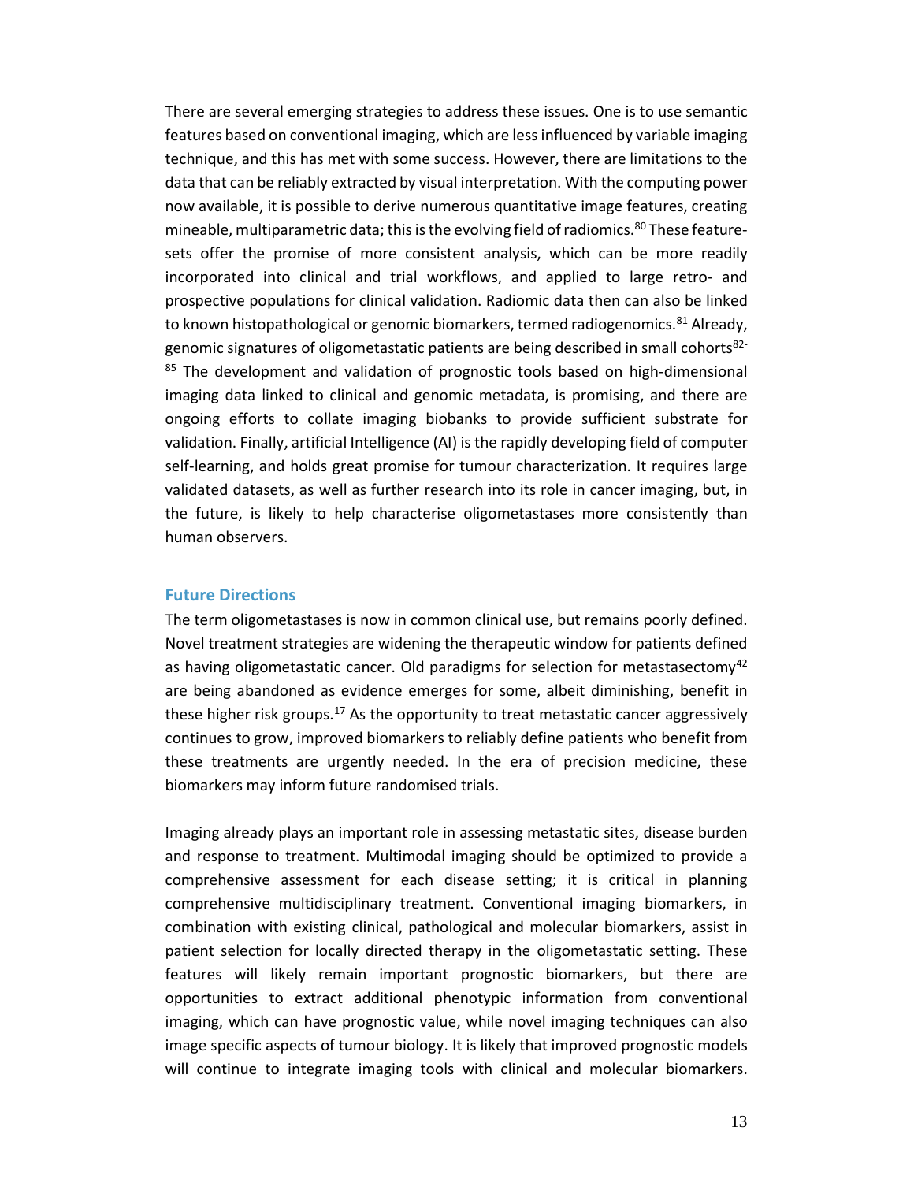There are several emerging strategies to address these issues. One is to use semantic features based on conventional imaging, which are less influenced by variable imaging technique, and this has met with some success. However, there are limitations to the data that can be reliably extracted by visual interpretation. With the computing power now available, it is possible to derive numerous quantitative image features, creating mineable, multiparametric data; this is the evolving field of radiomics.[80] These feature-sets offer the promise of more consistent analysis, which can be more readily incorporated into clinical and trial workflows, and applied to large retro- and prospective populations for clinical validation. Radiomic data then can also be linked to known histopathological or genomic biomarkers, termed radiogenomics.[81] Already, genomic signatures of oligometastatic patients are being described in small cohorts[82-85] The development and validation of prognostic tools based on high-dimensional imaging data linked to clinical and genomic metadata, is promising, and there are ongoing efforts to collate imaging biobanks to provide sufficient substrate for validation. Finally, artificial Intelligence (AI) is the rapidly developing field of computer self-learning, and holds great promise for tumour characterization. It requires large validated datasets, as well as further research into its role in cancer imaging, but, in the future, is likely to help characterise oligometastases more consistently than human observers.

## Future Directions

The term oligometastases is now in common clinical use, but remains poorly defined. Novel treatment strategies are widening the therapeutic window for patients defined as having oligometastatic cancer. Old paradigms for selection for metastasectomy[42] are being abandoned as evidence emerges for some, albeit diminishing, benefit in these higher risk groups.[17] As the opportunity to treat metastatic cancer aggressively continues to grow, improved biomarkers to reliably define patients who benefit from these treatments are urgently needed. In the era of precision medicine, these biomarkers may inform future randomised trials.

Imaging already plays an important role in assessing metastatic sites, disease burden and response to treatment. Multimodal imaging should be optimized to provide a comprehensive assessment for each disease setting; it is critical in planning comprehensive multidisciplinary treatment. Conventional imaging biomarkers, in combination with existing clinical, pathological and molecular biomarkers, assist in patient selection for locally directed therapy in the oligometastatic setting. These features will likely remain important prognostic biomarkers, but there are opportunities to extract additional phenotypic information from conventional imaging, which can have prognostic value, while novel imaging techniques can also image specific aspects of tumour biology. It is likely that improved prognostic models will continue to integrate imaging tools with clinical and molecular biomarkers.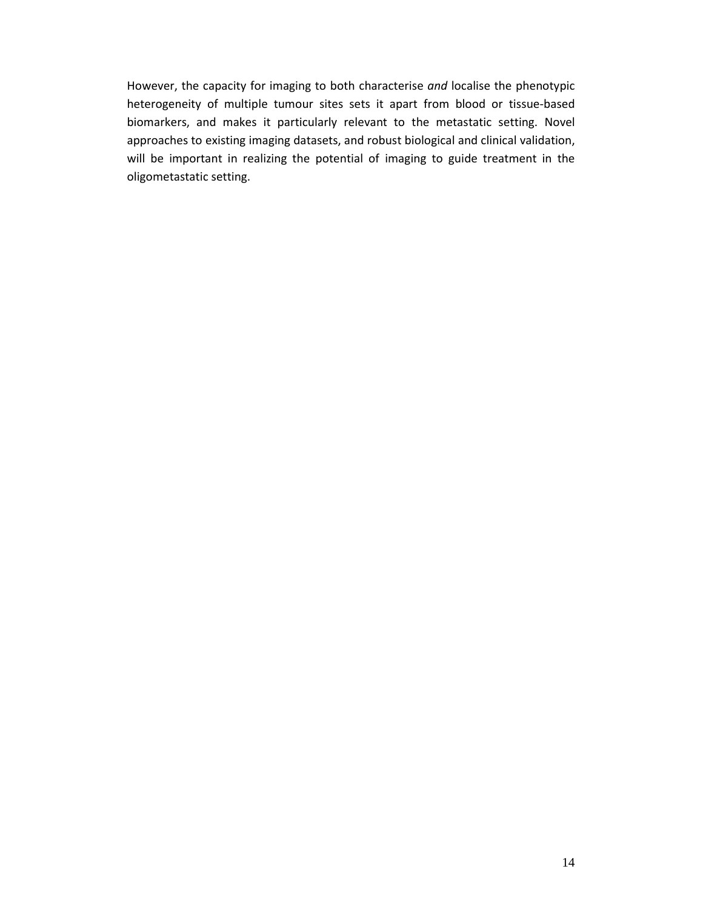However, the capacity for imaging to both characterise *and* localise the phenotypic heterogeneity of multiple tumour sites sets it apart from blood or tissue-based biomarkers, and makes it particularly relevant to the metastatic setting. Novel approaches to existing imaging datasets, and robust biological and clinical validation, will be important in realizing the potential of imaging to guide treatment in the oligometastatic setting.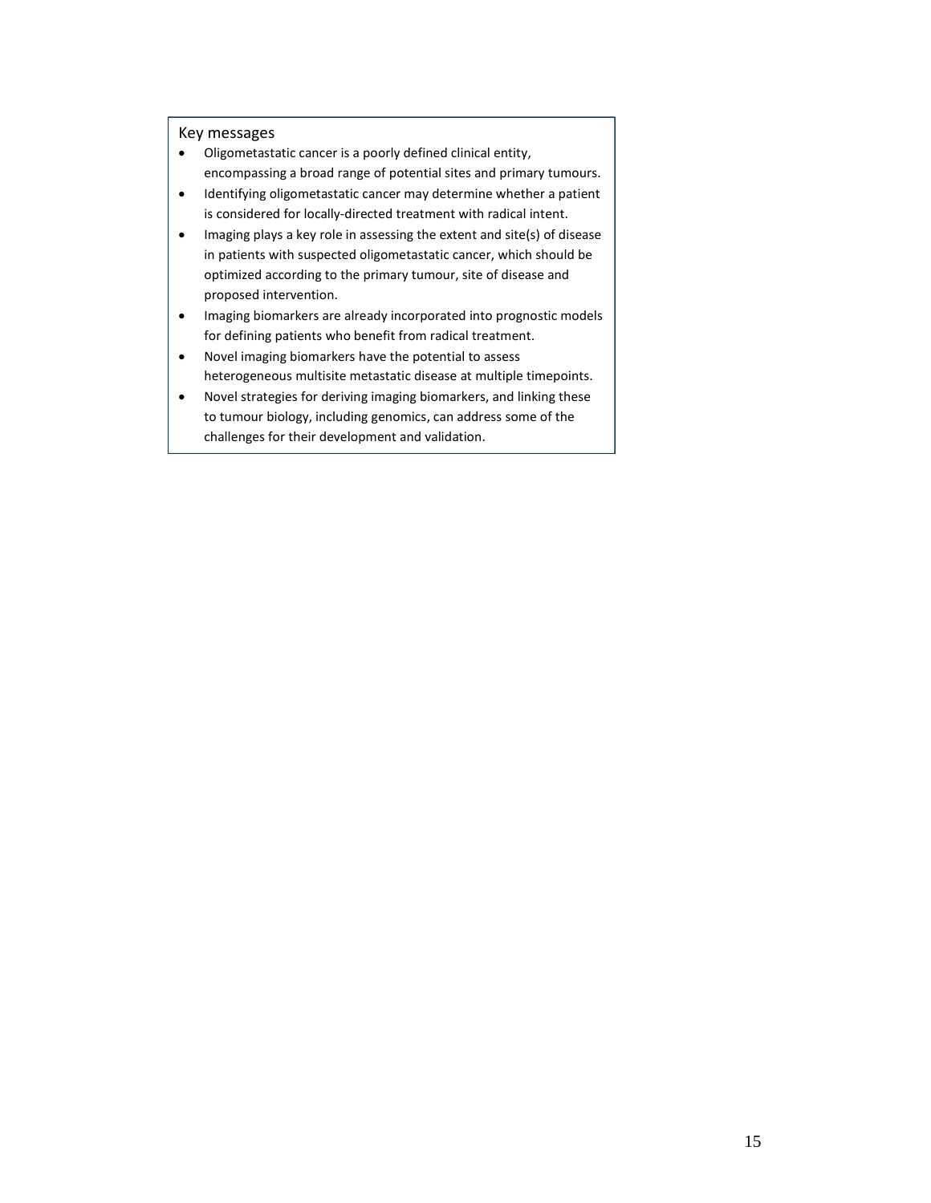## Key messages

- Oligometastatic cancer is a poorly defined clinical entity, encompassing a broad range of potential sites and primary tumours.
- Identifying oligometastatic cancer may determine whether a patient is considered for locally-directed treatment with radical intent.
- Imaging plays a key role in assessing the extent and site(s) of disease in patients with suspected oligometastatic cancer, which should be optimized according to the primary tumour, site of disease and proposed intervention.
- Imaging biomarkers are already incorporated into prognostic models for defining patients who benefit from radical treatment.
- Novel imaging biomarkers have the potential to assess heterogeneous multisite metastatic disease at multiple timepoints.
- Novel strategies for deriving imaging biomarkers, and linking these to tumour biology, including genomics, can address some of the challenges for their development and validation.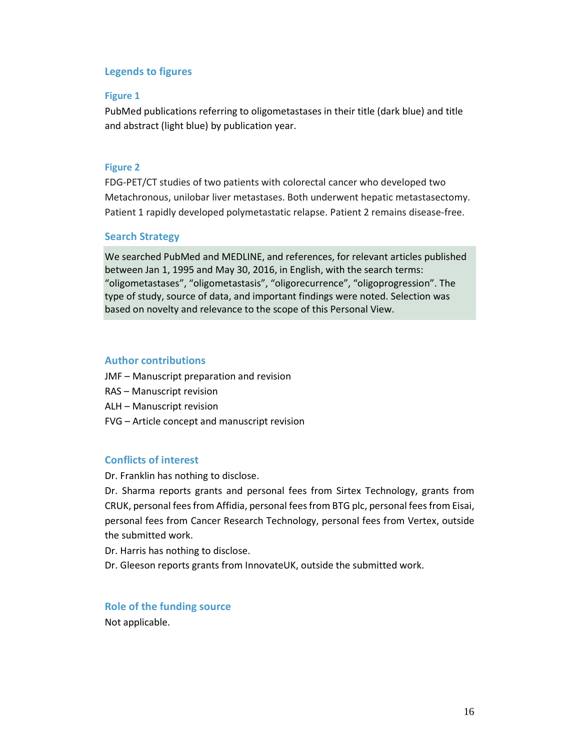## Legends to figures

### Figure 1

PubMed publications referring to oligometastases in their title (dark blue) and title and abstract (light blue) by publication year.

### Figure 2

FDG-PET/CT studies of two patients with colorectal cancer who developed two Metachronous, unilobar liver metastases. Both underwent hepatic metastasectomy. Patient 1 rapidly developed polymetastatic relapse. Patient 2 remains disease-free.

## Search Strategy

We searched PubMed and MEDLINE, and references, for relevant articles published between Jan 1, 1995 and May 30, 2016, in English, with the search terms: "oligometastases", "oligometastasis", "oligorecurrence", "oligoprogression". The type of study, source of data, and important findings were noted. Selection was based on novelty and relevance to the scope of this Personal View.

## Author contributions

JMF – Manuscript preparation and revision

RAS – Manuscript revision

ALH – Manuscript revision

FVG – Article concept and manuscript revision

## Conflicts of interest

Dr. Franklin has nothing to disclose.

Dr. Sharma reports grants and personal fees from Sirtex Technology, grants from CRUK, personal fees from Affidia, personal fees from BTG plc, personal fees from Eisai, personal fees from Cancer Research Technology, personal fees from Vertex, outside the submitted work.

Dr. Harris has nothing to disclose.

Dr. Gleeson reports grants from InnovateUK, outside the submitted work.

## Role of the funding source

Not applicable.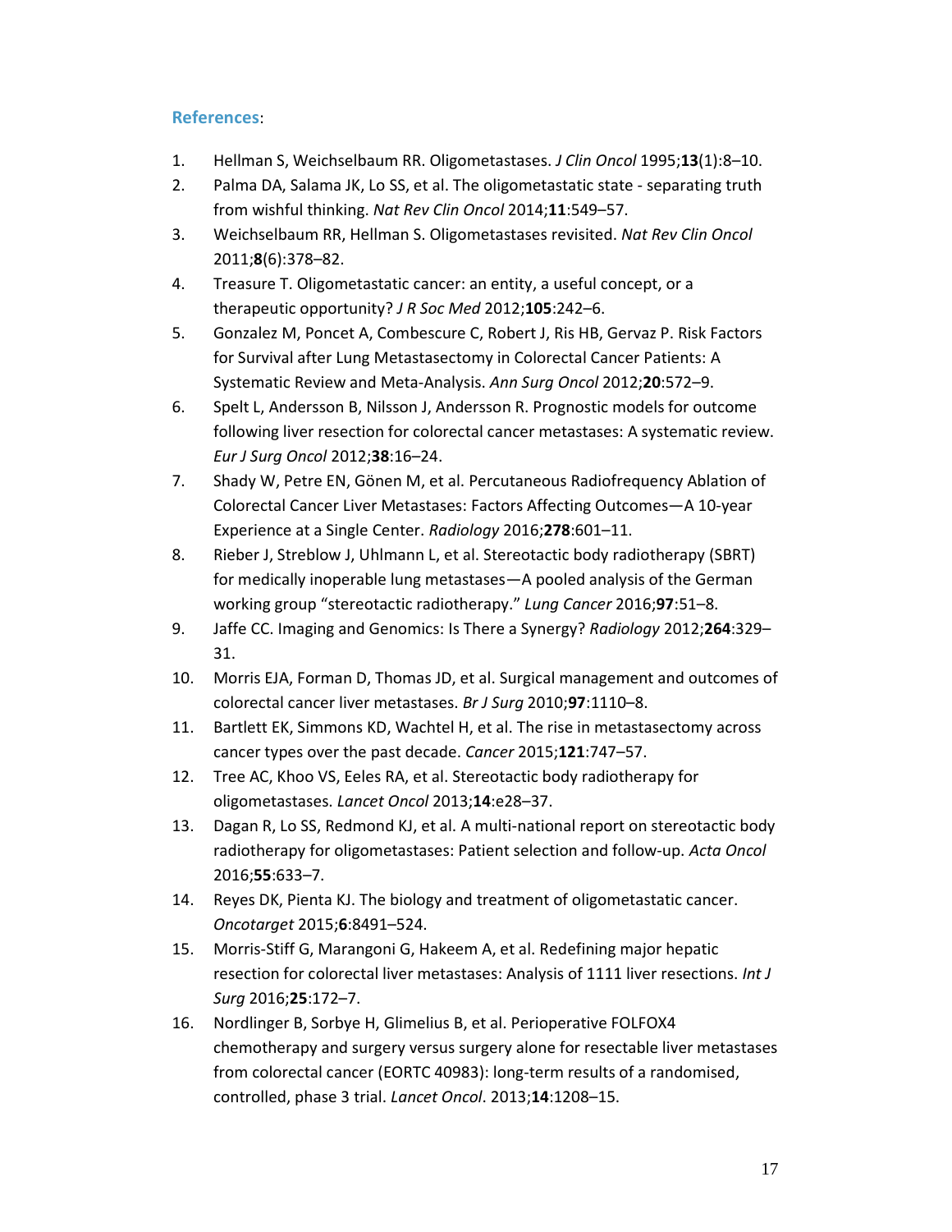## References:

1. Hellman S, Weichselbaum RR. Oligometastases. *J Clin Oncol* 1995;**13**(1):8–10.
2. Palma DA, Salama JK, Lo SS, et al. The oligometastatic state - separating truth from wishful thinking. *Nat Rev Clin Oncol* 2014;**11**:549–57.
3. Weichselbaum RR, Hellman S. Oligometastases revisited. *Nat Rev Clin Oncol* 2011;**8**(6):378–82.
4. Treasure T. Oligometastatic cancer: an entity, a useful concept, or a therapeutic opportunity? *J R Soc Med* 2012;**105**:242–6.
5. Gonzalez M, Poncet A, Combescure C, Robert J, Ris HB, Gervaz P. Risk Factors for Survival after Lung Metastasectomy in Colorectal Cancer Patients: A Systematic Review and Meta-Analysis. *Ann Surg Oncol* 2012;**20**:572–9.
6. Spelt L, Andersson B, Nilsson J, Andersson R. Prognostic models for outcome following liver resection for colorectal cancer metastases: A systematic review. *Eur J Surg Oncol* 2012;**38**:16–24.
7. Shady W, Petre EN, Gönen M, et al. Percutaneous Radiofrequency Ablation of Colorectal Cancer Liver Metastases: Factors Affecting Outcomes—A 10-year Experience at a Single Center. *Radiology* 2016;**278**:601–11.
8. Rieber J, Streblow J, Uhlmann L, et al. Stereotactic body radiotherapy (SBRT) for medically inoperable lung metastases—A pooled analysis of the German working group "stereotactic radiotherapy." *Lung Cancer* 2016;**97**:51–8.
9. Jaffe CC. Imaging and Genomics: Is There a Synergy? *Radiology* 2012;**264**:329–31.
10. Morris EJA, Forman D, Thomas JD, et al. Surgical management and outcomes of colorectal cancer liver metastases. *Br J Surg* 2010;**97**:1110–8.
11. Bartlett EK, Simmons KD, Wachtel H, et al. The rise in metastasectomy across cancer types over the past decade. *Cancer* 2015;**121**:747–57.
12. Tree AC, Khoo VS, Eeles RA, et al. Stereotactic body radiotherapy for oligometastases. *Lancet Oncol* 2013;**14**:e28–37.
13. Dagan R, Lo SS, Redmond KJ, et al. A multi-national report on stereotactic body radiotherapy for oligometastases: Patient selection and follow-up. *Acta Oncol* 2016;**55**:633–7.
14. Reyes DK, Pienta KJ. The biology and treatment of oligometastatic cancer. *Oncotarget* 2015;**6**:8491–524.
15. Morris-Stiff G, Marangoni G, Hakeem A, et al. Redefining major hepatic resection for colorectal liver metastases: Analysis of 1111 liver resections. *Int J Surg* 2016;**25**:172–7.
16. Nordlinger B, Sorbye H, Glimelius B, et al. Perioperative FOLFOX4 chemotherapy and surgery versus surgery alone for resectable liver metastases from colorectal cancer (EORTC 40983): long-term results of a randomised, controlled, phase 3 trial. *Lancet Oncol*. 2013;**14**:1208–15.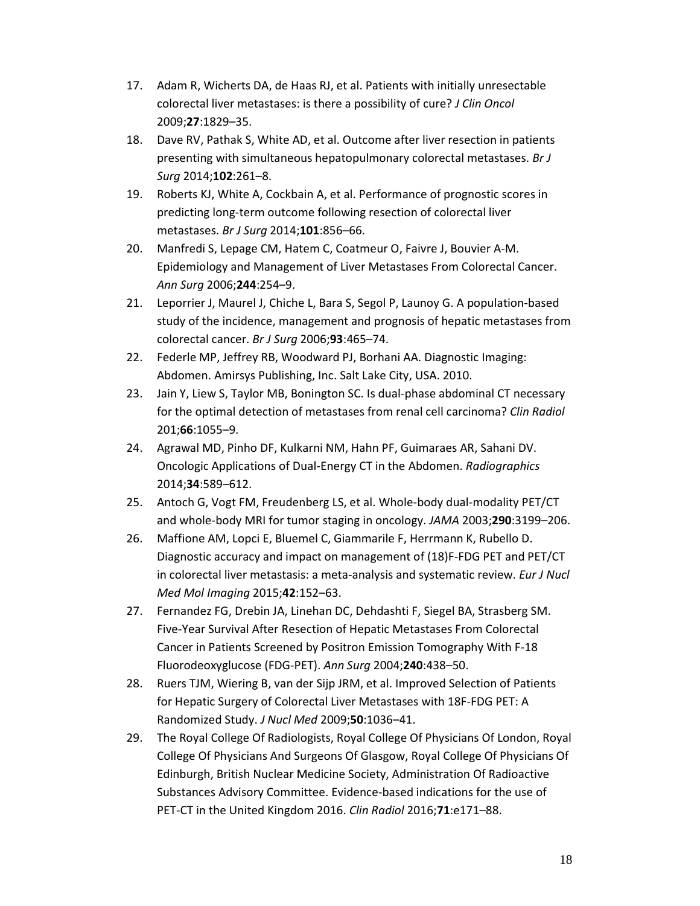17. Adam R, Wicherts DA, de Haas RJ, et al. Patients with initially unresectable colorectal liver metastases: is there a possibility of cure? *J Clin Oncol* 2009;**27**:1829–35.
18. Dave RV, Pathak S, White AD, et al. Outcome after liver resection in patients presenting with simultaneous hepatopulmonary colorectal metastases. *Br J Surg* 2014;**102**:261–8.
19. Roberts KJ, White A, Cockbain A, et al. Performance of prognostic scores in predicting long-term outcome following resection of colorectal liver metastases. *Br J Surg* 2014;**101**:856–66.
20. Manfredi S, Lepage CM, Hatem C, Coatmeur O, Faivre J, Bouvier A-M. Epidemiology and Management of Liver Metastases From Colorectal Cancer. *Ann Surg* 2006;**244**:254–9.
21. Leporrier J, Maurel J, Chiche L, Bara S, Segol P, Launoy G. A population-based study of the incidence, management and prognosis of hepatic metastases from colorectal cancer. *Br J Surg* 2006;**93**:465–74.
22. Federle MP, Jeffrey RB, Woodward PJ, Borhani AA. Diagnostic Imaging: Abdomen. Amirsys Publishing, Inc. Salt Lake City, USA. 2010.
23. Jain Y, Liew S, Taylor MB, Bonington SC. Is dual-phase abdominal CT necessary for the optimal detection of metastases from renal cell carcinoma? *Clin Radiol* 201;**66**:1055–9.
24. Agrawal MD, Pinho DF, Kulkarni NM, Hahn PF, Guimaraes AR, Sahani DV. Oncologic Applications of Dual-Energy CT in the Abdomen. *Radiographics* 2014;**34**:589–612.
25. Antoch G, Vogt FM, Freudenberg LS, et al. Whole-body dual-modality PET/CT and whole-body MRI for tumor staging in oncology. *JAMA* 2003;**290**:3199–206.
26. Maffione AM, Lopci E, Bluemel C, Giammarile F, Herrmann K, Rubello D. Diagnostic accuracy and impact on management of (18)F-FDG PET and PET/CT in colorectal liver metastasis: a meta-analysis and systematic review. *Eur J Nucl Med Mol Imaging* 2015;**42**:152–63.
27. Fernandez FG, Drebin JA, Linehan DC, Dehdashti F, Siegel BA, Strasberg SM. Five-Year Survival After Resection of Hepatic Metastases From Colorectal Cancer in Patients Screened by Positron Emission Tomography With F-18 Fluorodeoxyglucose (FDG-PET). *Ann Surg* 2004;**240**:438–50.
28. Ruers TJM, Wiering B, van der Sijp JRM, et al. Improved Selection of Patients for Hepatic Surgery of Colorectal Liver Metastases with 18F-FDG PET: A Randomized Study. *J Nucl Med* 2009;**50**:1036–41.
29. The Royal College Of Radiologists, Royal College Of Physicians Of London, Royal College Of Physicians And Surgeons Of Glasgow, Royal College Of Physicians Of Edinburgh, British Nuclear Medicine Society, Administration Of Radioactive Substances Advisory Committee. Evidence-based indications for the use of PET-CT in the United Kingdom 2016. *Clin Radiol* 2016;**71**:e171–88.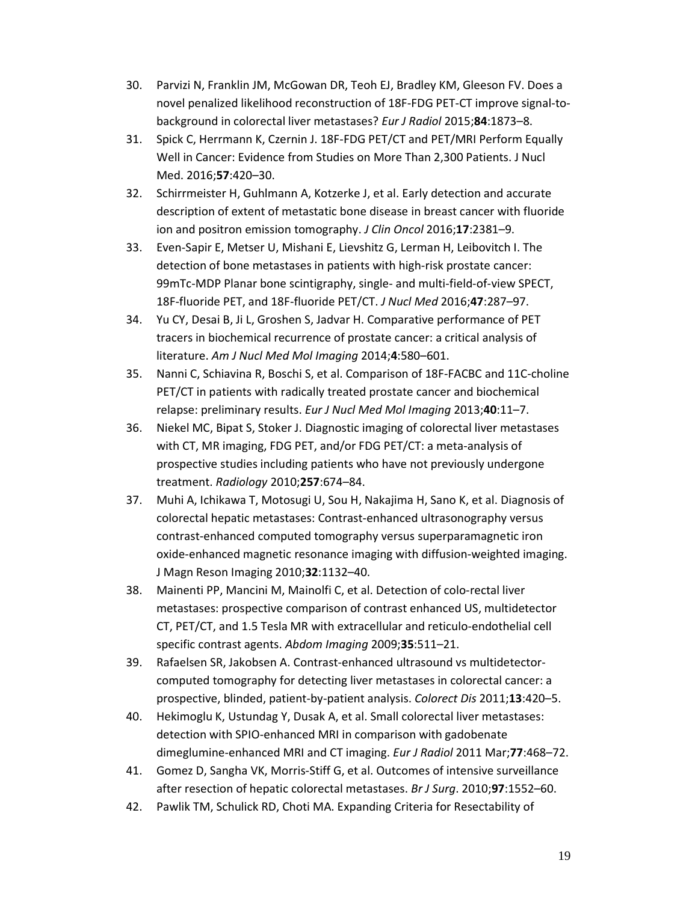30. Parvizi N, Franklin JM, McGowan DR, Teoh EJ, Bradley KM, Gleeson FV. Does a novel penalized likelihood reconstruction of 18F-FDG PET-CT improve signal-to-background in colorectal liver metastases? *Eur J Radiol* 2015;**84**:1873–8.
31. Spick C, Herrmann K, Czernin J. 18F-FDG PET/CT and PET/MRI Perform Equally Well in Cancer: Evidence from Studies on More Than 2,300 Patients. J Nucl Med. 2016;**57**:420–30.
32. Schirrmeister H, Guhlmann A, Kotzerke J, et al. Early detection and accurate description of extent of metastatic bone disease in breast cancer with fluoride ion and positron emission tomography. *J Clin Oncol* 2016;**17**:2381–9.
33. Even-Sapir E, Metser U, Mishani E, Lievshitz G, Lerman H, Leibovitch I. The detection of bone metastases in patients with high-risk prostate cancer: 99mTc-MDP Planar bone scintigraphy, single- and multi-field-of-view SPECT, 18F-fluoride PET, and 18F-fluoride PET/CT. *J Nucl Med* 2016;**47**:287–97.
34. Yu CY, Desai B, Ji L, Groshen S, Jadvar H. Comparative performance of PET tracers in biochemical recurrence of prostate cancer: a critical analysis of literature. *Am J Nucl Med Mol Imaging* 2014;**4**:580–601.
35. Nanni C, Schiavina R, Boschi S, et al. Comparison of 18F-FACBC and 11C-choline PET/CT in patients with radically treated prostate cancer and biochemical relapse: preliminary results. *Eur J Nucl Med Mol Imaging* 2013;**40**:11–7.
36. Niekel MC, Bipat S, Stoker J. Diagnostic imaging of colorectal liver metastases with CT, MR imaging, FDG PET, and/or FDG PET/CT: a meta-analysis of prospective studies including patients who have not previously undergone treatment. *Radiology* 2010;**257**:674–84.
37. Muhi A, Ichikawa T, Motosugi U, Sou H, Nakajima H, Sano K, et al. Diagnosis of colorectal hepatic metastases: Contrast-enhanced ultrasonography versus contrast-enhanced computed tomography versus superparamagnetic iron oxide-enhanced magnetic resonance imaging with diffusion-weighted imaging. J Magn Reson Imaging 2010;**32**:1132–40.
38. Mainenti PP, Mancini M, Mainolfi C, et al. Detection of colo-rectal liver metastases: prospective comparison of contrast enhanced US, multidetector CT, PET/CT, and 1.5 Tesla MR with extracellular and reticulo-endothelial cell specific contrast agents. *Abdom Imaging* 2009;**35**:511–21.
39. Rafaelsen SR, Jakobsen A. Contrast-enhanced ultrasound vs multidetector-computed tomography for detecting liver metastases in colorectal cancer: a prospective, blinded, patient-by-patient analysis. *Colorect Dis* 2011;**13**:420–5.
40. Hekimoglu K, Ustundag Y, Dusak A, et al. Small colorectal liver metastases: detection with SPIO-enhanced MRI in comparison with gadobenate dimeglumine-enhanced MRI and CT imaging. *Eur J Radiol* 2011 Mar;**77**:468–72.
41. Gomez D, Sangha VK, Morris-Stiff G, et al. Outcomes of intensive surveillance after resection of hepatic colorectal metastases. *Br J Surg*. 2010;**97**:1552–60.
42. Pawlik TM, Schulick RD, Choti MA. Expanding Criteria for Resectability of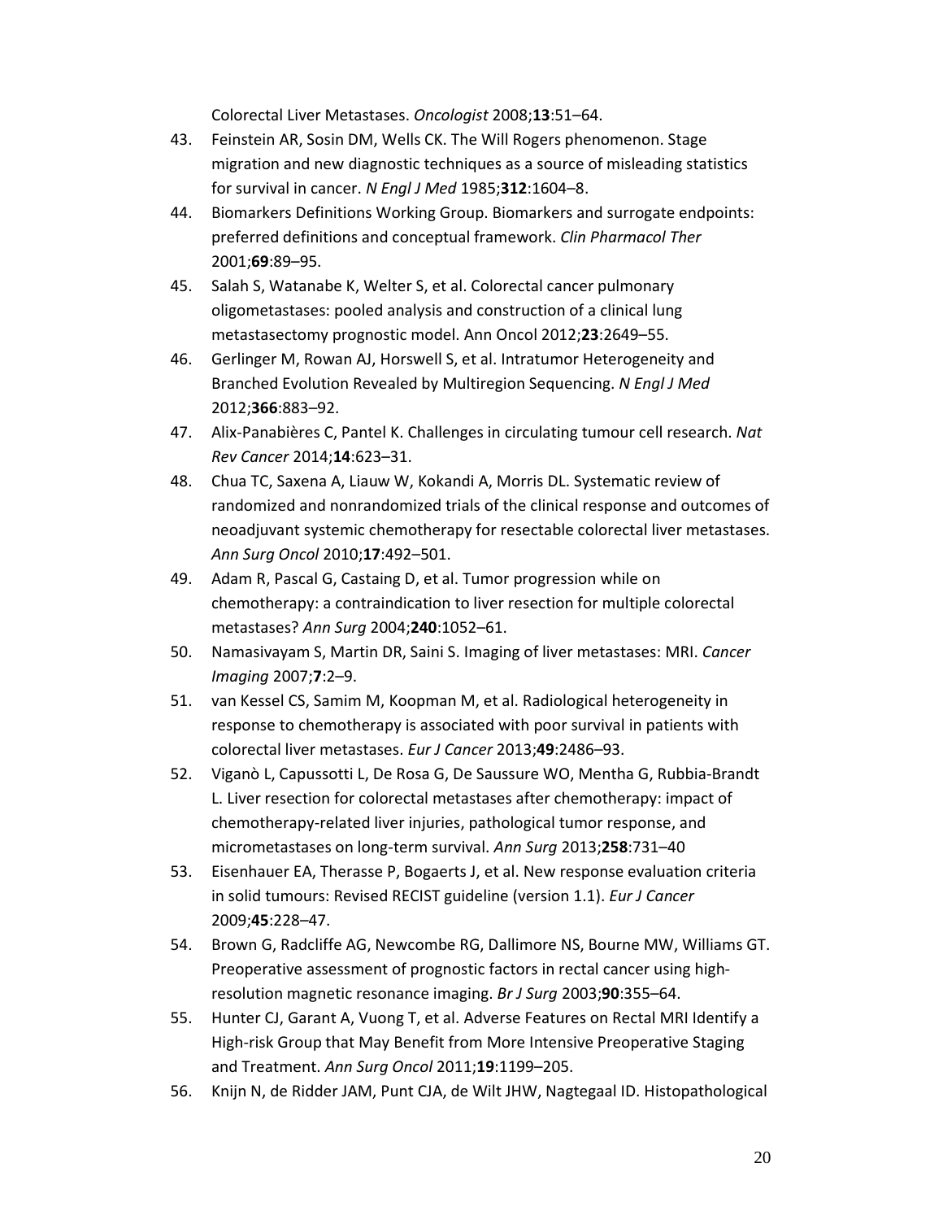Colorectal Liver Metastases. *Oncologist* 2008;**13**:51–64.

43. Feinstein AR, Sosin DM, Wells CK. The Will Rogers phenomenon. Stage migration and new diagnostic techniques as a source of misleading statistics for survival in cancer. *N Engl J Med* 1985;**312**:1604–8.
44. Biomarkers Definitions Working Group. Biomarkers and surrogate endpoints: preferred definitions and conceptual framework. *Clin Pharmacol Ther* 2001;**69**:89–95.
45. Salah S, Watanabe K, Welter S, et al. Colorectal cancer pulmonary oligometastases: pooled analysis and construction of a clinical lung metastasectomy prognostic model. Ann Oncol 2012;**23**:2649–55.
46. Gerlinger M, Rowan AJ, Horswell S, et al. Intratumor Heterogeneity and Branched Evolution Revealed by Multiregion Sequencing. *N Engl J Med* 2012;**366**:883–92.
47. Alix-Panabières C, Pantel K. Challenges in circulating tumour cell research. *Nat Rev Cancer* 2014;**14**:623–31.
48. Chua TC, Saxena A, Liauw W, Kokandi A, Morris DL. Systematic review of randomized and nonrandomized trials of the clinical response and outcomes of neoadjuvant systemic chemotherapy for resectable colorectal liver metastases. *Ann Surg Oncol* 2010;**17**:492–501.
49. Adam R, Pascal G, Castaing D, et al. Tumor progression while on chemotherapy: a contraindication to liver resection for multiple colorectal metastases? *Ann Surg* 2004;**240**:1052–61.
50. Namasivayam S, Martin DR, Saini S. Imaging of liver metastases: MRI. *Cancer Imaging* 2007;**7**:2–9.
51. van Kessel CS, Samim M, Koopman M, et al. Radiological heterogeneity in response to chemotherapy is associated with poor survival in patients with colorectal liver metastases. *Eur J Cancer* 2013;**49**:2486–93.
52. Viganò L, Capussotti L, De Rosa G, De Saussure WO, Mentha G, Rubbia-Brandt L. Liver resection for colorectal metastases after chemotherapy: impact of chemotherapy-related liver injuries, pathological tumor response, and micrometastases on long-term survival. *Ann Surg* 2013;**258**:731–40
53. Eisenhauer EA, Therasse P, Bogaerts J, et al. New response evaluation criteria in solid tumours: Revised RECIST guideline (version 1.1). *Eur J Cancer* 2009;**45**:228–47.
54. Brown G, Radcliffe AG, Newcombe RG, Dallimore NS, Bourne MW, Williams GT. Preoperative assessment of prognostic factors in rectal cancer using high-resolution magnetic resonance imaging. *Br J Surg* 2003;**90**:355–64.
55. Hunter CJ, Garant A, Vuong T, et al. Adverse Features on Rectal MRI Identify a High-risk Group that May Benefit from More Intensive Preoperative Staging and Treatment. *Ann Surg Oncol* 2011;**19**:1199–205.
56. Knijn N, de Ridder JAM, Punt CJA, de Wilt JHW, Nagtegaal ID. Histopathological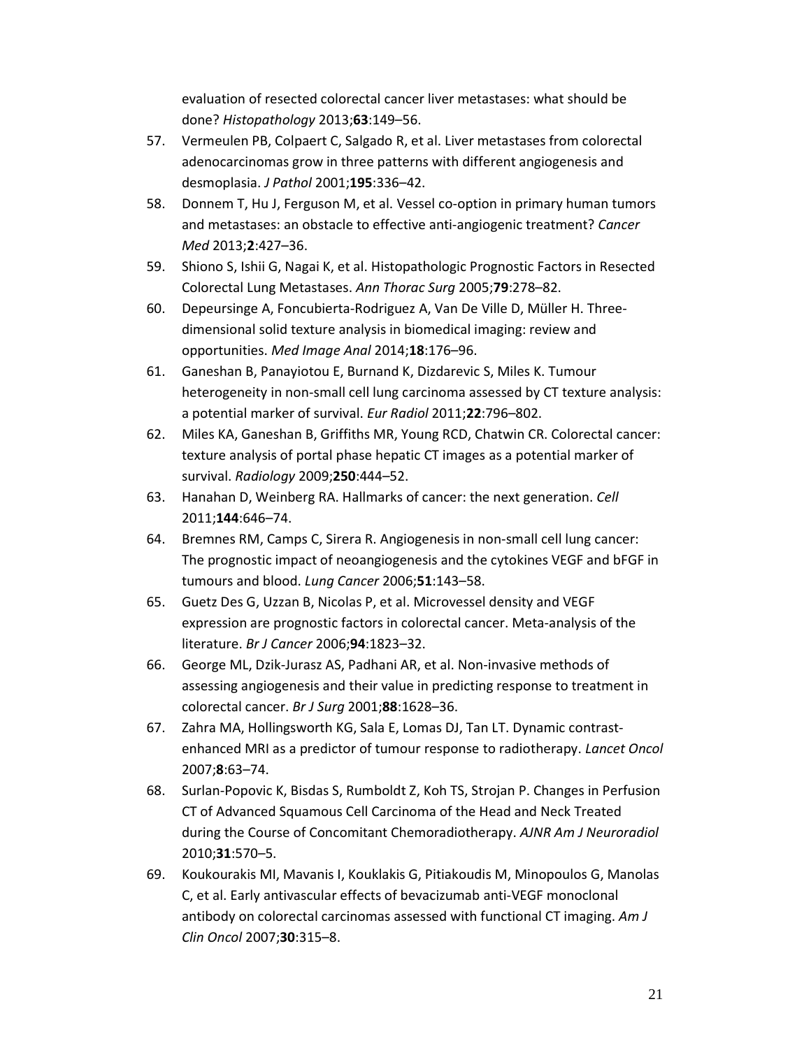evaluation of resected colorectal cancer liver metastases: what should be done? *Histopathology* 2013;**63**:149–56.

57. Vermeulen PB, Colpaert C, Salgado R, et al. Liver metastases from colorectal adenocarcinomas grow in three patterns with different angiogenesis and desmoplasia. *J Pathol* 2001;**195**:336–42.
58. Donnem T, Hu J, Ferguson M, et al. Vessel co-option in primary human tumors and metastases: an obstacle to effective anti-angiogenic treatment? *Cancer Med* 2013;**2**:427–36.
59. Shiono S, Ishii G, Nagai K, et al. Histopathologic Prognostic Factors in Resected Colorectal Lung Metastases. *Ann Thorac Surg* 2005;**79**:278–82.
60. Depeursinge A, Foncubierta-Rodriguez A, Van De Ville D, Müller H. Three-dimensional solid texture analysis in biomedical imaging: review and opportunities. *Med Image Anal* 2014;**18**:176–96.
61. Ganeshan B, Panayiotou E, Burnand K, Dizdarevic S, Miles K. Tumour heterogeneity in non-small cell lung carcinoma assessed by CT texture analysis: a potential marker of survival. *Eur Radiol* 2011;**22**:796–802.
62. Miles KA, Ganeshan B, Griffiths MR, Young RCD, Chatwin CR. Colorectal cancer: texture analysis of portal phase hepatic CT images as a potential marker of survival. *Radiology* 2009;**250**:444–52.
63. Hanahan D, Weinberg RA. Hallmarks of cancer: the next generation. *Cell* 2011;**144**:646–74.
64. Bremnes RM, Camps C, Sirera R. Angiogenesis in non-small cell lung cancer: The prognostic impact of neoangiogenesis and the cytokines VEGF and bFGF in tumours and blood. *Lung Cancer* 2006;**51**:143–58.
65. Guetz Des G, Uzzan B, Nicolas P, et al. Microvessel density and VEGF expression are prognostic factors in colorectal cancer. Meta-analysis of the literature. *Br J Cancer* 2006;**94**:1823–32.
66. George ML, Dzik-Jurasz AS, Padhani AR, et al. Non-invasive methods of assessing angiogenesis and their value in predicting response to treatment in colorectal cancer. *Br J Surg* 2001;**88**:1628–36.
67. Zahra MA, Hollingsworth KG, Sala E, Lomas DJ, Tan LT. Dynamic contrast-enhanced MRI as a predictor of tumour response to radiotherapy. *Lancet Oncol* 2007;**8**:63–74.
68. Surlan-Popovic K, Bisdas S, Rumboldt Z, Koh TS, Strojan P. Changes in Perfusion CT of Advanced Squamous Cell Carcinoma of the Head and Neck Treated during the Course of Concomitant Chemoradiotherapy. *AJNR Am J Neuroradiol* 2010;**31**:570–5.
69. Koukourakis MI, Mavanis I, Kouklakis G, Pitiakoudis M, Minopoulos G, Manolas C, et al. Early antivascular effects of bevacizumab anti-VEGF monoclonal antibody on colorectal carcinomas assessed with functional CT imaging. *Am J Clin Oncol* 2007;**30**:315–8.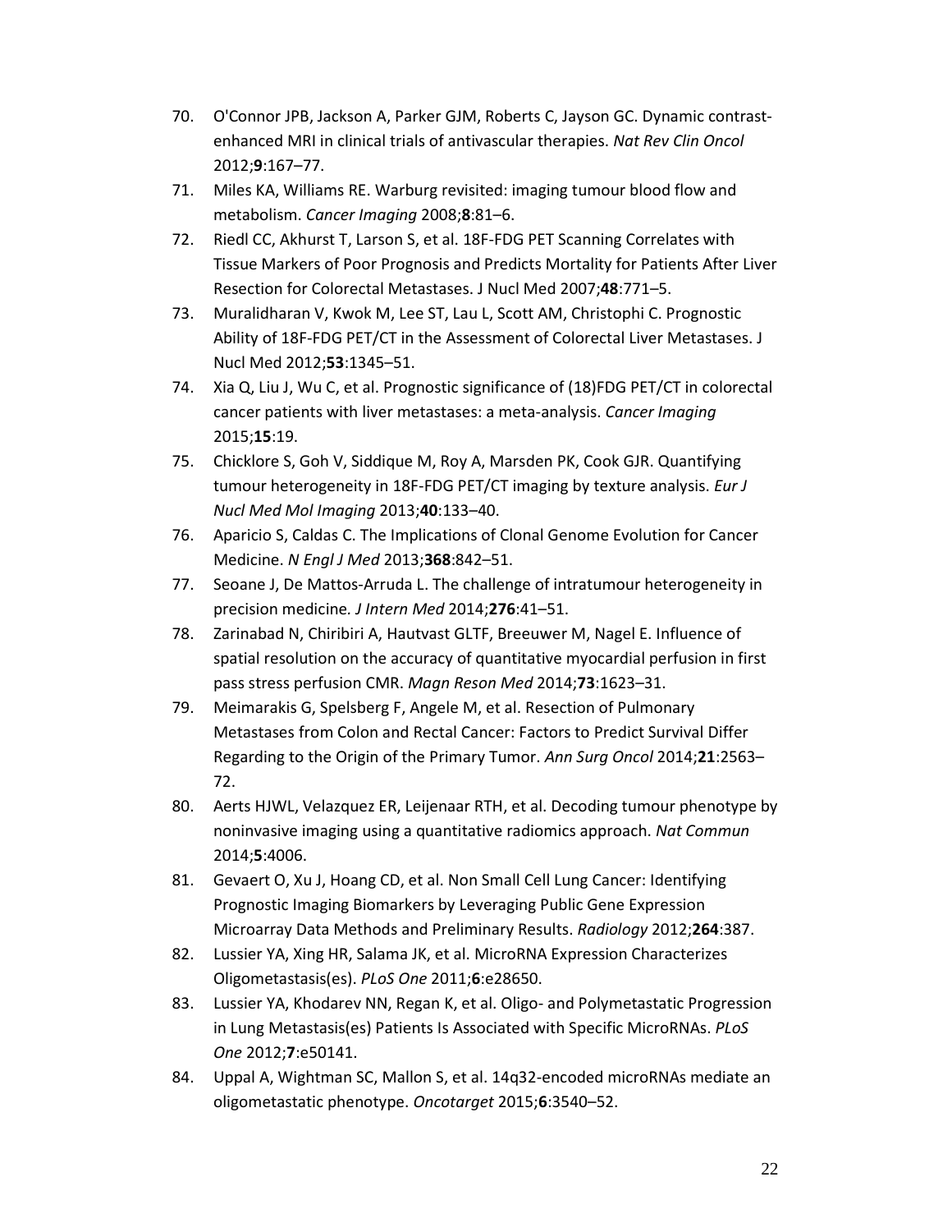70. O'Connor JPB, Jackson A, Parker GJM, Roberts C, Jayson GC. Dynamic contrast-enhanced MRI in clinical trials of antivascular therapies. *Nat Rev Clin Oncol* 2012;**9**:167–77.
71. Miles KA, Williams RE. Warburg revisited: imaging tumour blood flow and metabolism. *Cancer Imaging* 2008;**8**:81–6.
72. Riedl CC, Akhurst T, Larson S, et al. 18F-FDG PET Scanning Correlates with Tissue Markers of Poor Prognosis and Predicts Mortality for Patients After Liver Resection for Colorectal Metastases. J Nucl Med 2007;**48**:771–5.
73. Muralidharan V, Kwok M, Lee ST, Lau L, Scott AM, Christophi C. Prognostic Ability of 18F-FDG PET/CT in the Assessment of Colorectal Liver Metastases. J Nucl Med 2012;**53**:1345–51.
74. Xia Q, Liu J, Wu C, et al. Prognostic significance of (18)FDG PET/CT in colorectal cancer patients with liver metastases: a meta-analysis. *Cancer Imaging* 2015;**15**:19.
75. Chicklore S, Goh V, Siddique M, Roy A, Marsden PK, Cook GJR. Quantifying tumour heterogeneity in 18F-FDG PET/CT imaging by texture analysis. *Eur J Nucl Med Mol Imaging* 2013;**40**:133–40.
76. Aparicio S, Caldas C. The Implications of Clonal Genome Evolution for Cancer Medicine. *N Engl J Med* 2013;**368**:842–51.
77. Seoane J, De Mattos-Arruda L. The challenge of intratumour heterogeneity in precision medicine*. J Intern Med* 2014;**276**:41–51.
78. Zarinabad N, Chiribiri A, Hautvast GLTF, Breeuwer M, Nagel E. Influence of spatial resolution on the accuracy of quantitative myocardial perfusion in first pass stress perfusion CMR. *Magn Reson Med* 2014;**73**:1623–31.
79. Meimarakis G, Spelsberg F, Angele M, et al. Resection of Pulmonary Metastases from Colon and Rectal Cancer: Factors to Predict Survival Differ Regarding to the Origin of the Primary Tumor. *Ann Surg Oncol* 2014;**21**:2563–72.
80. Aerts HJWL, Velazquez ER, Leijenaar RTH, et al. Decoding tumour phenotype by noninvasive imaging using a quantitative radiomics approach. *Nat Commun* 2014;**5**:4006.
81. Gevaert O, Xu J, Hoang CD, et al. Non Small Cell Lung Cancer: Identifying Prognostic Imaging Biomarkers by Leveraging Public Gene Expression Microarray Data Methods and Preliminary Results. *Radiology* 2012;**264**:387.
82. Lussier YA, Xing HR, Salama JK, et al. MicroRNA Expression Characterizes Oligometastasis(es). *PLoS One* 2011;**6**:e28650.
83. Lussier YA, Khodarev NN, Regan K, et al. Oligo- and Polymetastatic Progression in Lung Metastasis(es) Patients Is Associated with Specific MicroRNAs. *PLoS One* 2012;**7**:e50141.
84. Uppal A, Wightman SC, Mallon S, et al. 14q32-encoded microRNAs mediate an oligometastatic phenotype. *Oncotarget* 2015;**6**:3540–52.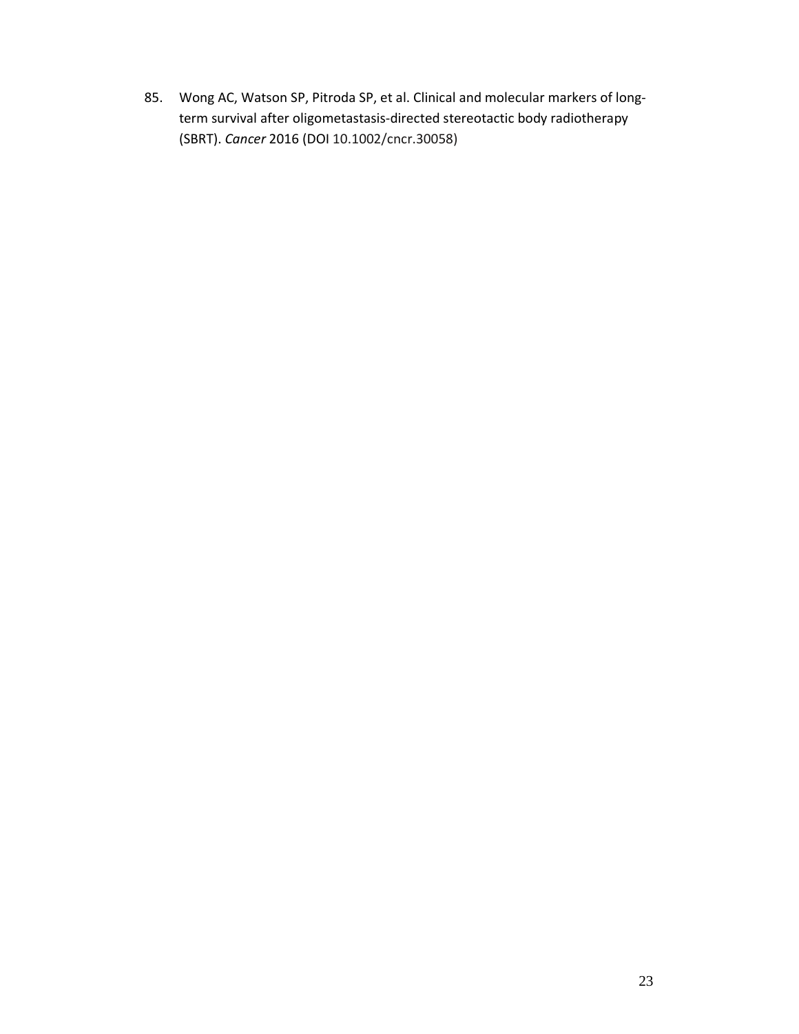85. Wong AC, Watson SP, Pitroda SP, et al. Clinical and molecular markers of long-term survival after oligometastasis-directed stereotactic body radiotherapy (SBRT). *Cancer* 2016 (DOI 10.1002/cncr.30058)